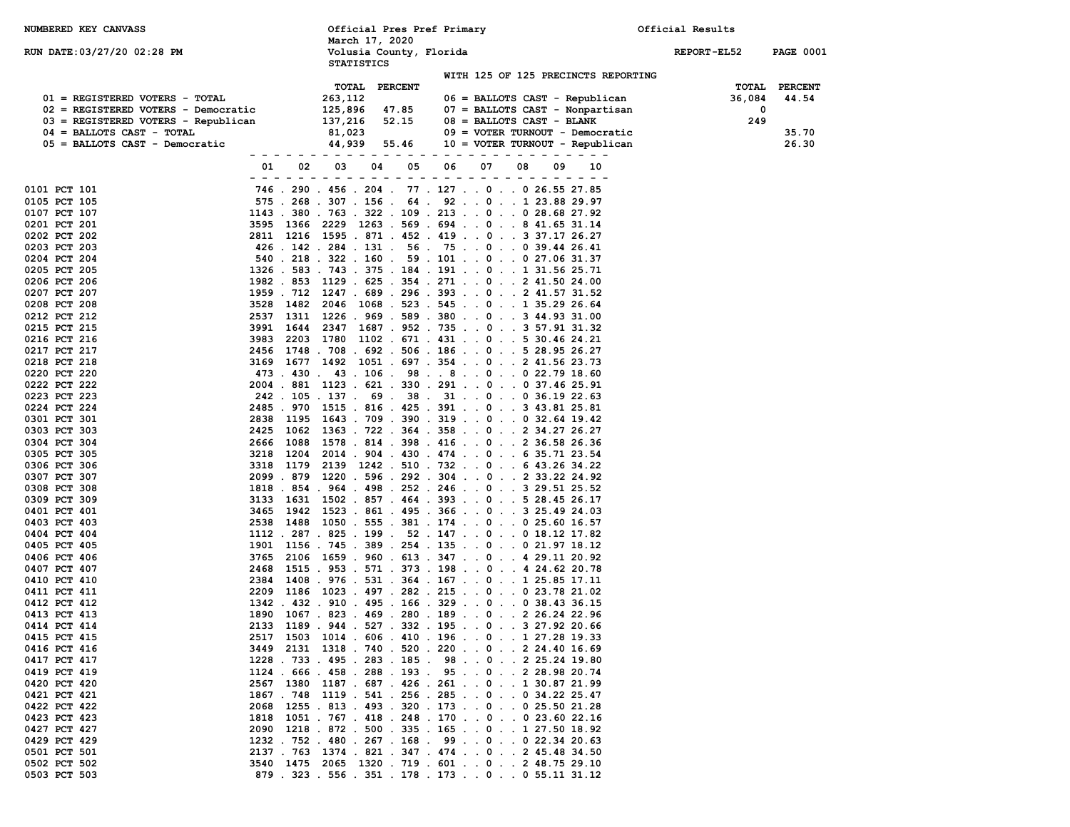NUMBERED KEY CANVASS

RUN DATE:03/27/20 02:28 PM

Official Pres Pref Primary
March 17, 2020
Volusia County, Florida
STATISTICS

Official Results

REPORT-EL52

WITH 125 OF 125 PRECINCTS REPORTING

| Key | TOTAL | PERCENT | Key | TOTAL | PERCENT |
|---|---|---|---|---|---|
| 01 = REGISTERED VOTERS - TOTAL | 263,112 | | 06 = BALLOTS CAST - Republican | 36,084 | 44.54 |
| 02 = REGISTERED VOTERS - Democratic | 125,896 | 47.85 | 07 = BALLOTS CAST - Nonpartisan | 0 | |
| 03 = REGISTERED VOTERS - Republican | 137,216 | 52.15 | 08 = BALLOTS CAST - BLANK | 249 | |
| 04 = BALLOTS CAST - TOTAL | 81,023 | | 09 = VOTER TURNOUT - Democratic | | 35.70 |
| 05 = BALLOTS CAST - Democratic | 44,939 | 55.46 | 10 = VOTER TURNOUT - Republican | | 26.30 |

| Precinct | 01 | 02 | 03 | 04 | 05 | 06 | 07 | 08 | 09 | 10 |
|---|---|---|---|---|---|---|---|---|---|---|
| 0101 PCT 101 | 746 | 290 | 456 | 204 | 77 | 127 | 0 | 0 | 26.55 | 27.85 |
| 0105 PCT 105 | 575 | 268 | 307 | 156 | 64 | 92 | 0 | 1 | 23.88 | 29.97 |
| 0107 PCT 107 | 1143 | 380 | 763 | 322 | 109 | 213 | 0 | 0 | 28.68 | 27.92 |
| 0201 PCT 201 | 3595 | 1366 | 2229 | 1263 | 569 | 694 | 0 | 8 | 41.65 | 31.14 |
| 0202 PCT 202 | 2811 | 1216 | 1595 | 871 | 452 | 419 | 0 | 3 | 37.17 | 26.27 |
| 0203 PCT 203 | 426 | 142 | 284 | 131 | 56 | 75 | 0 | 0 | 39.44 | 26.41 |
| 0204 PCT 204 | 540 | 218 | 322 | 160 | 59 | 101 | 0 | 0 | 27.06 | 31.37 |
| 0205 PCT 205 | 1326 | 583 | 743 | 375 | 184 | 191 | 0 | 1 | 31.56 | 25.71 |
| 0206 PCT 206 | 1982 | 853 | 1129 | 625 | 354 | 271 | 0 | 2 | 41.50 | 24.00 |
| 0207 PCT 207 | 1959 | 712 | 1247 | 689 | 296 | 393 | 0 | 2 | 41.57 | 31.52 |
| 0208 PCT 208 | 3528 | 1482 | 2046 | 1068 | 523 | 545 | 0 | 1 | 35.29 | 26.64 |
| 0212 PCT 212 | 2537 | 1311 | 1226 | 969 | 589 | 380 | 0 | 3 | 44.93 | 31.00 |
| 0215 PCT 215 | 3991 | 1644 | 2347 | 1687 | 952 | 735 | 0 | 3 | 57.91 | 31.32 |
| 0216 PCT 216 | 3983 | 2203 | 1780 | 1102 | 671 | 431 | 0 | 5 | 30.46 | 24.21 |
| 0217 PCT 217 | 2456 | 1748 | 708 | 692 | 506 | 186 | 0 | 5 | 28.95 | 26.27 |
| 0218 PCT 218 | 3169 | 1677 | 1492 | 1051 | 697 | 354 | 0 | 2 | 41.56 | 23.73 |
| 0220 PCT 220 | 473 | 430 | 43 | 106 | 98 | 8 | 0 | 0 | 22.79 | 18.60 |
| 0222 PCT 222 | 2004 | 881 | 1123 | 621 | 330 | 291 | 0 | 0 | 37.46 | 25.91 |
| 0223 PCT 223 | 242 | 105 | 137 | 69 | 38 | 31 | 0 | 0 | 36.19 | 22.63 |
| 0224 PCT 224 | 2485 | 970 | 1515 | 816 | 425 | 391 | 0 | 3 | 43.81 | 25.81 |
| 0301 PCT 301 | 2838 | 1195 | 1643 | 709 | 390 | 319 | 0 | 0 | 32.64 | 19.42 |
| 0303 PCT 303 | 2425 | 1062 | 1363 | 722 | 364 | 358 | 0 | 2 | 34.27 | 26.27 |
| 0304 PCT 304 | 2666 | 1088 | 1578 | 814 | 398 | 416 | 0 | 2 | 36.58 | 26.36 |
| 0305 PCT 305 | 3218 | 1204 | 2014 | 904 | 430 | 474 | 0 | 6 | 35.71 | 23.54 |
| 0306 PCT 306 | 3318 | 1179 | 2139 | 1242 | 510 | 732 | 0 | 6 | 43.26 | 34.22 |
| 0307 PCT 307 | 2099 | 879 | 1220 | 596 | 292 | 304 | 0 | 2 | 33.22 | 24.92 |
| 0308 PCT 308 | 1818 | 854 | 964 | 498 | 252 | 246 | 0 | 3 | 29.51 | 25.52 |
| 0309 PCT 309 | 3133 | 1631 | 1502 | 857 | 464 | 393 | 0 | 5 | 28.45 | 26.17 |
| 0401 PCT 401 | 3465 | 1942 | 1523 | 861 | 495 | 366 | 0 | 3 | 25.49 | 24.03 |
| 0403 PCT 403 | 2538 | 1488 | 1050 | 555 | 381 | 174 | 0 | 0 | 25.60 | 16.57 |
| 0404 PCT 404 | 1112 | 287 | 825 | 199 | 52 | 147 | 0 | 0 | 18.12 | 17.82 |
| 0405 PCT 405 | 1901 | 1156 | 745 | 389 | 254 | 135 | 0 | 0 | 21.97 | 18.12 |
| 0406 PCT 406 | 3765 | 2106 | 1659 | 960 | 613 | 347 | 0 | 4 | 29.11 | 20.92 |
| 0407 PCT 407 | 2468 | 1515 | 953 | 571 | 373 | 198 | 0 | 4 | 24.62 | 20.78 |
| 0410 PCT 410 | 2384 | 1408 | 976 | 531 | 364 | 167 | 0 | 1 | 25.85 | 17.11 |
| 0411 PCT 411 | 2209 | 1186 | 1023 | 497 | 282 | 215 | 0 | 0 | 23.78 | 21.02 |
| 0412 PCT 412 | 1342 | 432 | 910 | 495 | 166 | 329 | 0 | 0 | 38.43 | 36.15 |
| 0413 PCT 413 | 1890 | 1067 | 823 | 469 | 280 | 189 | 0 | 2 | 26.24 | 22.96 |
| 0414 PCT 414 | 2133 | 1189 | 944 | 527 | 332 | 195 | 0 | 3 | 27.92 | 20.66 |
| 0415 PCT 415 | 2517 | 1503 | 1014 | 606 | 410 | 196 | 0 | 1 | 27.28 | 19.33 |
| 0416 PCT 416 | 3449 | 2131 | 1318 | 740 | 520 | 220 | 0 | 2 | 24.40 | 16.69 |
| 0417 PCT 417 | 1228 | 733 | 495 | 283 | 185 | 98 | 0 | 2 | 25.24 | 19.80 |
| 0419 PCT 419 | 1124 | 666 | 458 | 288 | 193 | 95 | 0 | 2 | 28.98 | 20.74 |
| 0420 PCT 420 | 2567 | 1380 | 1187 | 687 | 426 | 261 | 0 | 1 | 30.87 | 21.99 |
| 0421 PCT 421 | 1867 | 748 | 1119 | 541 | 256 | 285 | 0 | 0 | 34.22 | 25.47 |
| 0422 PCT 422 | 2068 | 1255 | 813 | 493 | 320 | 173 | 0 | 0 | 25.50 | 21.28 |
| 0423 PCT 423 | 1818 | 1051 | 767 | 418 | 248 | 170 | 0 | 0 | 23.60 | 22.16 |
| 0427 PCT 427 | 2090 | 1218 | 872 | 500 | 335 | 165 | 0 | 1 | 27.50 | 18.92 |
| 0429 PCT 429 | 1232 | 752 | 480 | 267 | 168 | 99 | 0 | 0 | 22.34 | 20.63 |
| 0501 PCT 501 | 2137 | 763 | 1374 | 821 | 347 | 474 | 0 | 2 | 45.48 | 34.50 |
| 0502 PCT 502 | 3540 | 1475 | 2065 | 1320 | 719 | 601 | 0 | 2 | 48.75 | 29.10 |
| 0503 PCT 503 | 879 | 323 | 556 | 351 | 178 | 173 | 0 | 0 | 55.11 | 31.12 |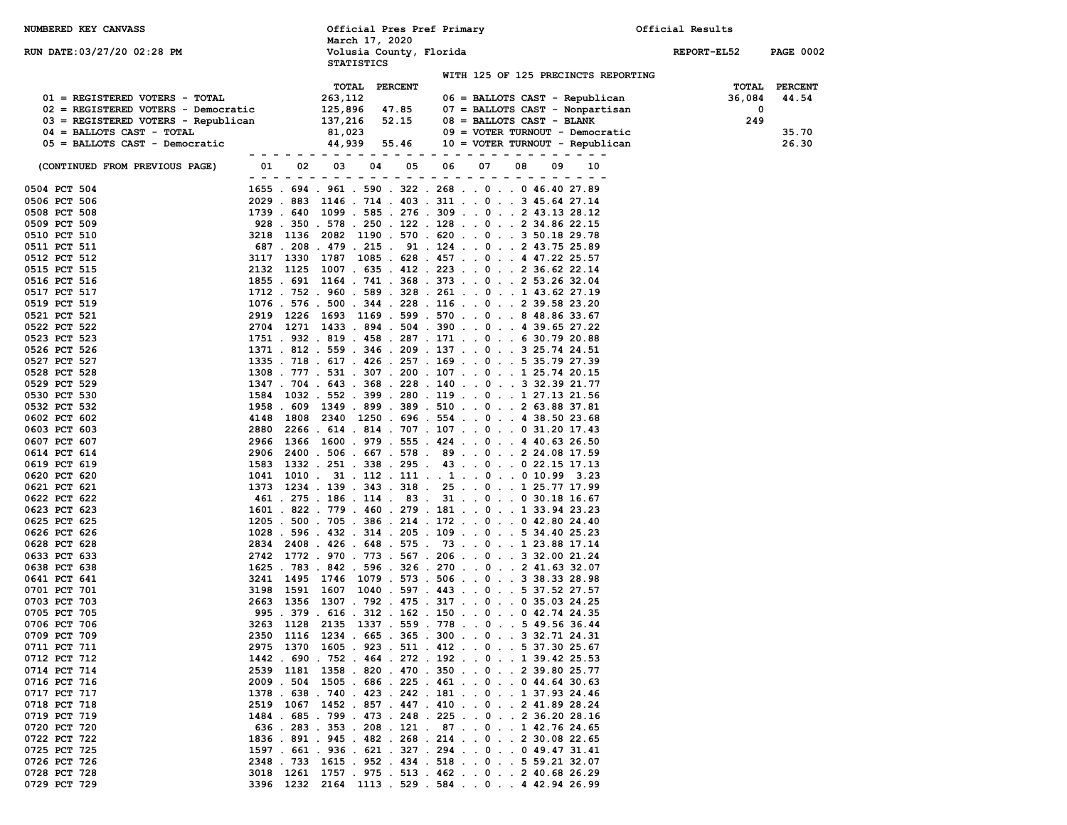NUMBERED KEY CANVASS

RUN DATE:03/27/20 02:28 PM

**Official Pres Pref Primary**
March 17, 2020
Volusia County, Florida
STATISTICS

Official Results

REPORT-EL52

WITH 125 OF 125 PRECINCTS REPORTING

| | TOTAL | PERCENT |
|---|---|---|
| 01 = REGISTERED VOTERS - TOTAL | 263,112 | |
| 02 = REGISTERED VOTERS - Democratic | 125,896 | 47.85 |
| 03 = REGISTERED VOTERS - Republican | 137,216 | 52.15 |
| 04 = BALLOTS CAST - TOTAL | 81,023 | |
| 05 = BALLOTS CAST - Democratic | 44,939 | 55.46 |
| 06 = BALLOTS CAST - Republican | 36,084 | 44.54 |
| 07 = BALLOTS CAST - Nonpartisan | 0 | |
| 08 = BALLOTS CAST - BLANK | 249 | |
| 09 = VOTER TURNOUT - Democratic | | 35.70 |
| 10 = VOTER TURNOUT - Republican | | 26.30 |

| (CONTINUED FROM PREVIOUS PAGE) | 01 | 02 | 03 | 04 | 05 | 06 | 07 | 08 | 09 | 10 |
|---|---|---|---|---|---|---|---|---|---|---|
| 0504 PCT 504 | 1655 | 694 | 961 | 590 | 322 | 268 | 0 | 0 | 46.40 | 27.89 |
| 0506 PCT 506 | 2029 | 883 | 1146 | 714 | 403 | 311 | 0 | 3 | 45.64 | 27.14 |
| 0508 PCT 508 | 1739 | 640 | 1099 | 585 | 276 | 309 | 0 | 2 | 43.13 | 28.12 |
| 0509 PCT 509 | 928 | 350 | 578 | 250 | 122 | 128 | 0 | 2 | 34.86 | 22.15 |
| 0510 PCT 510 | 3218 | 1136 | 2082 | 1190 | 570 | 620 | 0 | 3 | 50.18 | 29.78 |
| 0511 PCT 511 | 687 | 208 | 479 | 215 | 91 | 124 | 0 | 2 | 43.75 | 25.89 |
| 0512 PCT 512 | 3117 | 1330 | 1787 | 1085 | 628 | 457 | 0 | 4 | 47.22 | 25.57 |
| 0515 PCT 515 | 2132 | 1125 | 1007 | 635 | 412 | 223 | 0 | 2 | 36.62 | 22.14 |
| 0516 PCT 516 | 1855 | 691 | 1164 | 741 | 368 | 373 | 0 | 2 | 53.26 | 32.04 |
| 0517 PCT 517 | 1712 | 752 | 960 | 589 | 328 | 261 | 0 | 1 | 43.62 | 27.19 |
| 0519 PCT 519 | 1076 | 576 | 500 | 344 | 228 | 116 | 0 | 2 | 39.58 | 23.20 |
| 0521 PCT 521 | 2919 | 1226 | 1693 | 1169 | 599 | 570 | 0 | 8 | 48.86 | 33.67 |
| 0522 PCT 522 | 2704 | 1271 | 1433 | 894 | 504 | 390 | 0 | 4 | 39.65 | 27.22 |
| 0523 PCT 523 | 1751 | 932 | 819 | 458 | 287 | 171 | 0 | 6 | 30.79 | 20.88 |
| 0526 PCT 526 | 1371 | 812 | 559 | 346 | 209 | 137 | 0 | 3 | 25.74 | 24.51 |
| 0527 PCT 527 | 1335 | 718 | 617 | 426 | 257 | 169 | 0 | 5 | 35.79 | 27.39 |
| 0528 PCT 528 | 1308 | 777 | 531 | 307 | 200 | 107 | 0 | 1 | 25.74 | 20.15 |
| 0529 PCT 529 | 1347 | 704 | 643 | 368 | 228 | 140 | 0 | 3 | 32.39 | 21.77 |
| 0530 PCT 530 | 1584 | 1032 | 552 | 399 | 280 | 119 | 0 | 1 | 27.13 | 21.56 |
| 0532 PCT 532 | 1958 | 609 | 1349 | 899 | 389 | 510 | 0 | 2 | 63.88 | 37.81 |
| 0602 PCT 602 | 4148 | 1808 | 2340 | 1250 | 696 | 554 | 0 | 4 | 38.50 | 23.68 |
| 0603 PCT 603 | 2880 | 2266 | 614 | 814 | 707 | 107 | 0 | 0 | 31.20 | 17.43 |
| 0607 PCT 607 | 2966 | 1366 | 1600 | 979 | 555 | 424 | 0 | 4 | 40.63 | 26.50 |
| 0614 PCT 614 | 2906 | 2400 | 506 | 667 | 578 | 89 | 0 | 2 | 24.08 | 17.59 |
| 0619 PCT 619 | 1583 | 1332 | 251 | 338 | 295 | 43 | 0 | 0 | 22.15 | 17.13 |
| 0620 PCT 620 | 1041 | 1010 | 31 | 112 | 111 | 1 | 0 | 0 | 10.99 | 3.23 |
| 0621 PCT 621 | 1373 | 1234 | 139 | 343 | 318 | 25 | 0 | 1 | 25.77 | 17.99 |
| 0622 PCT 622 | 461 | 275 | 186 | 114 | 83 | 31 | 0 | 0 | 30.18 | 16.67 |
| 0623 PCT 623 | 1601 | 822 | 779 | 460 | 279 | 181 | 0 | 1 | 33.94 | 23.23 |
| 0625 PCT 625 | 1205 | 500 | 705 | 386 | 214 | 172 | 0 | 0 | 42.80 | 24.40 |
| 0626 PCT 626 | 1028 | 596 | 432 | 314 | 205 | 109 | 0 | 5 | 34.40 | 25.23 |
| 0628 PCT 628 | 2834 | 2408 | 426 | 648 | 575 | 73 | 0 | 1 | 23.88 | 17.14 |
| 0633 PCT 633 | 2742 | 1772 | 970 | 773 | 567 | 206 | 0 | 3 | 32.00 | 21.24 |
| 0638 PCT 638 | 1625 | 783 | 842 | 596 | 326 | 270 | 0 | 2 | 41.63 | 32.07 |
| 0641 PCT 641 | 3241 | 1495 | 1746 | 1079 | 573 | 506 | 0 | 3 | 38.33 | 28.98 |
| 0701 PCT 701 | 3198 | 1591 | 1607 | 1040 | 597 | 443 | 0 | 5 | 37.52 | 27.57 |
| 0703 PCT 703 | 2663 | 1356 | 1307 | 792 | 475 | 317 | 0 | 0 | 35.03 | 24.25 |
| 0705 PCT 705 | 995 | 379 | 616 | 312 | 162 | 150 | 0 | 0 | 42.74 | 24.35 |
| 0706 PCT 706 | 3263 | 1128 | 2135 | 1337 | 559 | 778 | 0 | 5 | 49.56 | 36.44 |
| 0709 PCT 709 | 2350 | 1116 | 1234 | 665 | 365 | 300 | 0 | 3 | 32.71 | 24.31 |
| 0711 PCT 711 | 2975 | 1370 | 1605 | 923 | 511 | 412 | 0 | 5 | 37.30 | 25.67 |
| 0712 PCT 712 | 1442 | 690 | 752 | 464 | 272 | 192 | 0 | 1 | 39.42 | 25.53 |
| 0714 PCT 714 | 2539 | 1181 | 1358 | 820 | 470 | 350 | 0 | 2 | 39.80 | 25.77 |
| 0716 PCT 716 | 2009 | 504 | 1505 | 686 | 225 | 461 | 0 | 0 | 44.64 | 30.63 |
| 0717 PCT 717 | 1378 | 638 | 740 | 423 | 242 | 181 | 0 | 1 | 37.93 | 24.46 |
| 0718 PCT 718 | 2519 | 1067 | 1452 | 857 | 447 | 410 | 0 | 2 | 41.89 | 28.24 |
| 0719 PCT 719 | 1484 | 685 | 799 | 473 | 248 | 225 | 0 | 2 | 36.20 | 28.16 |
| 0720 PCT 720 | 636 | 283 | 353 | 208 | 121 | 87 | 0 | 1 | 42.76 | 24.65 |
| 0722 PCT 722 | 1836 | 891 | 945 | 482 | 268 | 214 | 0 | 2 | 30.08 | 22.65 |
| 0725 PCT 725 | 1597 | 661 | 936 | 621 | 327 | 294 | 0 | 0 | 49.47 | 31.41 |
| 0726 PCT 726 | 2348 | 733 | 1615 | 952 | 434 | 518 | 0 | 5 | 59.21 | 32.07 |
| 0728 PCT 728 | 3018 | 1261 | 1757 | 975 | 513 | 462 | 0 | 2 | 40.68 | 26.29 |
| 0729 PCT 729 | 3396 | 1232 | 2164 | 1113 | 529 | 584 | 0 | 4 | 42.94 | 26.99 |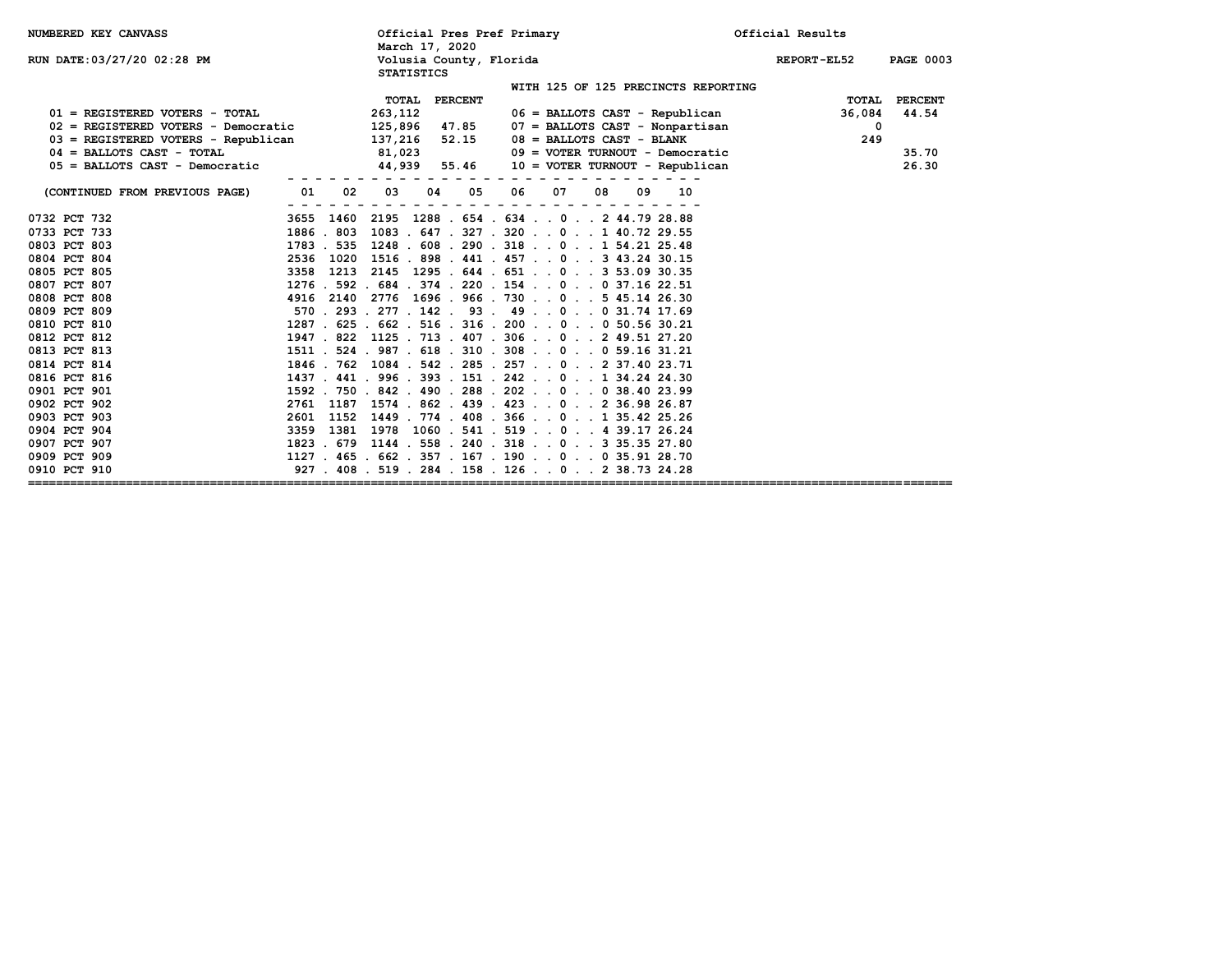NUMBERED KEY CANVASS

RUN DATE:03/27/20 02:28 PM

Official Pres Pref Primary
March 17, 2020
Volusia County, Florida
STATISTICS

Official Results

REPORT-EL52

WITH 125 OF 125 PRECINCTS REPORTING

| | TOTAL | PERCENT | | TOTAL | PERCENT |
|---|---|---|---|---|---|
| 01 = REGISTERED VOTERS - TOTAL | 263,112 | | 06 = BALLOTS CAST - Republican | 36,084 | 44.54 |
| 02 = REGISTERED VOTERS - Democratic | 125,896 | 47.85 | 07 = BALLOTS CAST - Nonpartisan | 0 | |
| 03 = REGISTERED VOTERS - Republican | 137,216 | 52.15 | 08 = BALLOTS CAST - BLANK | 249 | |
| 04 = BALLOTS CAST - TOTAL | 81,023 | | 09 = VOTER TURNOUT - Democratic | | 35.70 |
| 05 = BALLOTS CAST - Democratic | 44,939 | 55.46 | 10 = VOTER TURNOUT - Republican | | 26.30 |

| (CONTINUED FROM PREVIOUS PAGE) | 01 | 02 | 03 | 04 | 05 | 06 | 07 | 08 | 09 | 10 |
|---|---|---|---|---|---|---|---|---|---|---|
| 0732 PCT 732 | 3655 | 1460 | 2195 | 1288 | 654 | 634 | 0 | 2 | 44.79 | 28.88 |
| 0733 PCT 733 | 1886 | 803 | 1083 | 647 | 327 | 320 | 0 | 1 | 40.72 | 29.55 |
| 0803 PCT 803 | 1783 | 535 | 1248 | 608 | 290 | 318 | 0 | 1 | 54.21 | 25.48 |
| 0804 PCT 804 | 2536 | 1020 | 1516 | 898 | 441 | 457 | 0 | 3 | 43.24 | 30.15 |
| 0805 PCT 805 | 3358 | 1213 | 2145 | 1295 | 644 | 651 | 0 | 3 | 53.09 | 30.35 |
| 0807 PCT 807 | 1276 | 592 | 684 | 374 | 220 | 154 | 0 | 0 | 37.16 | 22.51 |
| 0808 PCT 808 | 4916 | 2140 | 2776 | 1696 | 966 | 730 | 0 | 5 | 45.14 | 26.30 |
| 0809 PCT 809 | 570 | 293 | 277 | 142 | 93 | 49 | 0 | 0 | 31.74 | 17.69 |
| 0810 PCT 810 | 1287 | 625 | 662 | 516 | 316 | 200 | 0 | 0 | 50.56 | 30.21 |
| 0812 PCT 812 | 1947 | 822 | 1125 | 713 | 407 | 306 | 0 | 2 | 49.51 | 27.20 |
| 0813 PCT 813 | 1511 | 524 | 987 | 618 | 310 | 308 | 0 | 0 | 59.16 | 31.21 |
| 0814 PCT 814 | 1846 | 762 | 1084 | 542 | 285 | 257 | 0 | 2 | 37.40 | 23.71 |
| 0816 PCT 816 | 1437 | 441 | 996 | 393 | 151 | 242 | 0 | 1 | 34.24 | 24.30 |
| 0901 PCT 901 | 1592 | 750 | 842 | 490 | 288 | 202 | 0 | 0 | 38.40 | 23.99 |
| 0902 PCT 902 | 2761 | 1187 | 1574 | 862 | 439 | 423 | 0 | 2 | 36.98 | 26.87 |
| 0903 PCT 903 | 2601 | 1152 | 1449 | 774 | 408 | 366 | 0 | 1 | 35.42 | 25.26 |
| 0904 PCT 904 | 3359 | 1381 | 1978 | 1060 | 541 | 519 | 0 | 4 | 39.17 | 26.24 |
| 0907 PCT 907 | 1823 | 679 | 1144 | 558 | 240 | 318 | 0 | 3 | 35.35 | 27.80 |
| 0909 PCT 909 | 1127 | 465 | 662 | 357 | 167 | 190 | 0 | 0 | 35.91 | 28.70 |
| 0910 PCT 910 | 927 | 408 | 519 | 284 | 158 | 126 | 0 | 2 | 38.73 | 24.28 |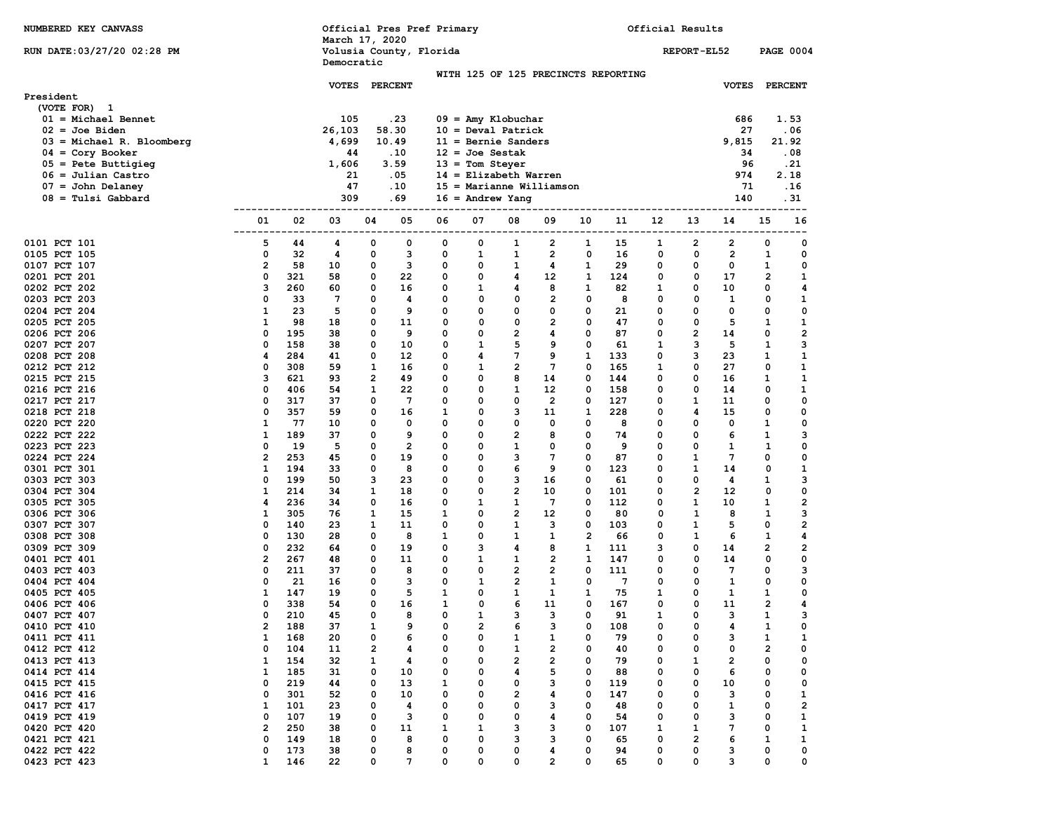NUMBERED KEY CANVASS

RUN DATE:03/27/20 02:28 PM

Official Pres Pref Primary
March 17, 2020
Volusia County, Florida
Democratic

Official Results

REPORT-EL52 PAGE 0004

WITH 125 OF 125 PRECINCTS REPORTING

**President**
(VOTE FOR) 1

| Candidate | VOTES | PERCENT | Candidate | VOTES | PERCENT |
|---|---|---|---|---|---|
| 01 = Michael Bennet | 105 | .23 | 09 = Amy Klobuchar | 686 | 1.53 |
| 02 = Joe Biden | 26,103 | 58.30 | 10 = Deval Patrick | 27 | .06 |
| 03 = Michael R. Bloomberg | 4,699 | 10.49 | 11 = Bernie Sanders | 9,815 | 21.92 |
| 04 = Cory Booker | 44 | .10 | 12 = Joe Sestak | 34 | .08 |
| 05 = Pete Buttigieg | 1,606 | 3.59 | 13 = Tom Steyer | 96 | .21 |
| 06 = Julian Castro | 21 | .05 | 14 = Elizabeth Warren | 974 | 2.18 |
| 07 = John Delaney | 47 | .10 | 15 = Marianne Williamson | 71 | .16 |
| 08 = Tulsi Gabbard | 309 | .69 | 16 = Andrew Yang | 140 | .31 |

| Precinct | 01 | 02 | 03 | 04 | 05 | 06 | 07 | 08 | 09 | 10 | 11 | 12 | 13 | 14 | 15 | 16 |
|---|---|---|---|---|---|---|---|---|---|---|---|---|---|---|---|---|
| 0101 PCT 101 | 5 | 44 | 4 | 0 | 0 | 0 | 0 | 1 | 2 | 1 | 15 | 1 | 2 | 2 | 0 | 0 |
| 0105 PCT 105 | 0 | 32 | 4 | 0 | 3 | 0 | 1 | 1 | 2 | 0 | 16 | 0 | 0 | 2 | 1 | 0 |
| 0107 PCT 107 | 2 | 58 | 10 | 0 | 3 | 0 | 0 | 1 | 4 | 1 | 29 | 0 | 0 | 0 | 1 | 0 |
| 0201 PCT 201 | 0 | 321 | 58 | 0 | 22 | 0 | 0 | 4 | 12 | 1 | 124 | 0 | 0 | 17 | 2 | 1 |
| 0202 PCT 202 | 3 | 260 | 60 | 0 | 16 | 0 | 1 | 4 | 8 | 1 | 82 | 1 | 0 | 10 | 0 | 4 |
| 0203 PCT 203 | 0 | 33 | 7 | 0 | 4 | 0 | 0 | 0 | 2 | 0 | 8 | 0 | 0 | 1 | 0 | 1 |
| 0204 PCT 204 | 1 | 23 | 5 | 0 | 9 | 0 | 0 | 0 | 0 | 0 | 21 | 0 | 0 | 0 | 0 | 0 |
| 0205 PCT 205 | 1 | 98 | 18 | 0 | 11 | 0 | 0 | 0 | 2 | 0 | 47 | 0 | 0 | 5 | 1 | 1 |
| 0206 PCT 206 | 0 | 195 | 38 | 0 | 9 | 0 | 0 | 2 | 4 | 0 | 87 | 0 | 2 | 14 | 0 | 2 |
| 0207 PCT 207 | 0 | 158 | 38 | 0 | 10 | 0 | 1 | 5 | 9 | 0 | 61 | 1 | 3 | 5 | 1 | 3 |
| 0208 PCT 208 | 4 | 284 | 41 | 0 | 12 | 0 | 4 | 7 | 9 | 1 | 133 | 0 | 3 | 23 | 1 | 1 |
| 0212 PCT 212 | 0 | 308 | 59 | 1 | 16 | 0 | 1 | 2 | 7 | 0 | 165 | 1 | 0 | 27 | 0 | 1 |
| 0215 PCT 215 | 3 | 621 | 93 | 2 | 49 | 0 | 0 | 8 | 14 | 0 | 144 | 0 | 0 | 16 | 1 | 1 |
| 0216 PCT 216 | 0 | 406 | 54 | 1 | 22 | 0 | 0 | 1 | 12 | 0 | 158 | 0 | 0 | 14 | 0 | 1 |
| 0217 PCT 217 | 0 | 317 | 37 | 0 | 7 | 0 | 0 | 0 | 2 | 0 | 127 | 0 | 1 | 11 | 0 | 0 |
| 0218 PCT 218 | 0 | 357 | 59 | 0 | 16 | 1 | 0 | 3 | 11 | 1 | 228 | 0 | 4 | 15 | 0 | 0 |
| 0220 PCT 220 | 1 | 77 | 10 | 0 | 0 | 0 | 0 | 0 | 0 | 0 | 8 | 0 | 0 | 0 | 1 | 0 |
| 0222 PCT 222 | 1 | 189 | 37 | 0 | 9 | 0 | 0 | 2 | 8 | 0 | 74 | 0 | 0 | 6 | 1 | 3 |
| 0223 PCT 223 | 0 | 19 | 5 | 0 | 2 | 0 | 0 | 1 | 0 | 0 | 9 | 0 | 0 | 1 | 1 | 0 |
| 0224 PCT 224 | 2 | 253 | 45 | 0 | 19 | 0 | 0 | 3 | 7 | 0 | 87 | 0 | 1 | 7 | 0 | 0 |
| 0301 PCT 301 | 1 | 194 | 33 | 0 | 8 | 0 | 0 | 6 | 9 | 0 | 123 | 0 | 1 | 14 | 0 | 1 |
| 0303 PCT 303 | 0 | 199 | 50 | 3 | 23 | 0 | 0 | 3 | 16 | 0 | 61 | 0 | 0 | 4 | 1 | 3 |
| 0304 PCT 304 | 1 | 214 | 34 | 1 | 18 | 0 | 0 | 2 | 10 | 0 | 101 | 0 | 2 | 12 | 0 | 0 |
| 0305 PCT 305 | 4 | 236 | 34 | 0 | 16 | 0 | 1 | 1 | 7 | 0 | 112 | 0 | 1 | 10 | 1 | 2 |
| 0306 PCT 306 | 1 | 305 | 76 | 1 | 15 | 1 | 0 | 2 | 12 | 0 | 80 | 0 | 1 | 8 | 1 | 3 |
| 0307 PCT 307 | 0 | 140 | 23 | 1 | 11 | 0 | 0 | 1 | 3 | 0 | 103 | 0 | 1 | 5 | 0 | 2 |
| 0308 PCT 308 | 0 | 130 | 28 | 0 | 8 | 1 | 0 | 1 | 1 | 2 | 66 | 0 | 1 | 6 | 1 | 4 |
| 0309 PCT 309 | 0 | 232 | 64 | 0 | 19 | 0 | 3 | 4 | 8 | 1 | 111 | 3 | 0 | 14 | 2 | 2 |
| 0401 PCT 401 | 2 | 267 | 48 | 0 | 11 | 0 | 1 | 1 | 2 | 1 | 147 | 0 | 0 | 14 | 0 | 0 |
| 0403 PCT 403 | 0 | 211 | 37 | 0 | 8 | 0 | 0 | 2 | 2 | 0 | 111 | 0 | 0 | 7 | 0 | 3 |
| 0404 PCT 404 | 0 | 21 | 16 | 0 | 3 | 0 | 1 | 2 | 1 | 0 | 7 | 0 | 0 | 1 | 0 | 0 |
| 0405 PCT 405 | 1 | 147 | 19 | 0 | 5 | 1 | 0 | 1 | 1 | 1 | 75 | 1 | 0 | 1 | 1 | 0 |
| 0406 PCT 406 | 0 | 338 | 54 | 0 | 16 | 1 | 0 | 6 | 11 | 0 | 167 | 0 | 0 | 11 | 2 | 4 |
| 0407 PCT 407 | 0 | 210 | 45 | 0 | 8 | 0 | 1 | 3 | 3 | 0 | 91 | 1 | 0 | 3 | 1 | 3 |
| 0410 PCT 410 | 2 | 188 | 37 | 1 | 9 | 0 | 2 | 6 | 3 | 0 | 108 | 0 | 0 | 4 | 1 | 0 |
| 0411 PCT 411 | 1 | 168 | 20 | 0 | 6 | 0 | 0 | 1 | 1 | 0 | 79 | 0 | 0 | 3 | 1 | 1 |
| 0412 PCT 412 | 0 | 104 | 11 | 2 | 4 | 0 | 0 | 1 | 2 | 0 | 40 | 0 | 0 | 0 | 2 | 0 |
| 0413 PCT 413 | 1 | 154 | 32 | 1 | 4 | 0 | 0 | 2 | 2 | 0 | 79 | 0 | 1 | 2 | 0 | 0 |
| 0414 PCT 414 | 1 | 185 | 31 | 0 | 10 | 0 | 0 | 4 | 5 | 0 | 88 | 0 | 0 | 6 | 0 | 0 |
| 0415 PCT 415 | 0 | 219 | 44 | 0 | 13 | 1 | 0 | 0 | 3 | 0 | 119 | 0 | 0 | 10 | 0 | 0 |
| 0416 PCT 416 | 0 | 301 | 52 | 0 | 10 | 0 | 0 | 2 | 4 | 0 | 147 | 0 | 0 | 3 | 0 | 1 |
| 0417 PCT 417 | 1 | 101 | 23 | 0 | 4 | 0 | 0 | 0 | 3 | 0 | 48 | 0 | 0 | 1 | 0 | 2 |
| 0419 PCT 419 | 0 | 107 | 19 | 0 | 3 | 0 | 0 | 0 | 4 | 0 | 54 | 0 | 0 | 3 | 0 | 1 |
| 0420 PCT 420 | 2 | 250 | 38 | 0 | 11 | 1 | 1 | 3 | 3 | 0 | 107 | 1 | 1 | 7 | 0 | 1 |
| 0421 PCT 421 | 0 | 149 | 18 | 0 | 8 | 0 | 0 | 3 | 3 | 0 | 65 | 0 | 2 | 6 | 1 | 1 |
| 0422 PCT 422 | 0 | 173 | 38 | 0 | 8 | 0 | 0 | 0 | 4 | 0 | 94 | 0 | 0 | 3 | 0 | 0 |
| 0423 PCT 423 | 1 | 146 | 22 | 0 | 7 | 0 | 0 | 0 | 2 | 0 | 65 | 0 | 0 | 3 | 0 | 0 |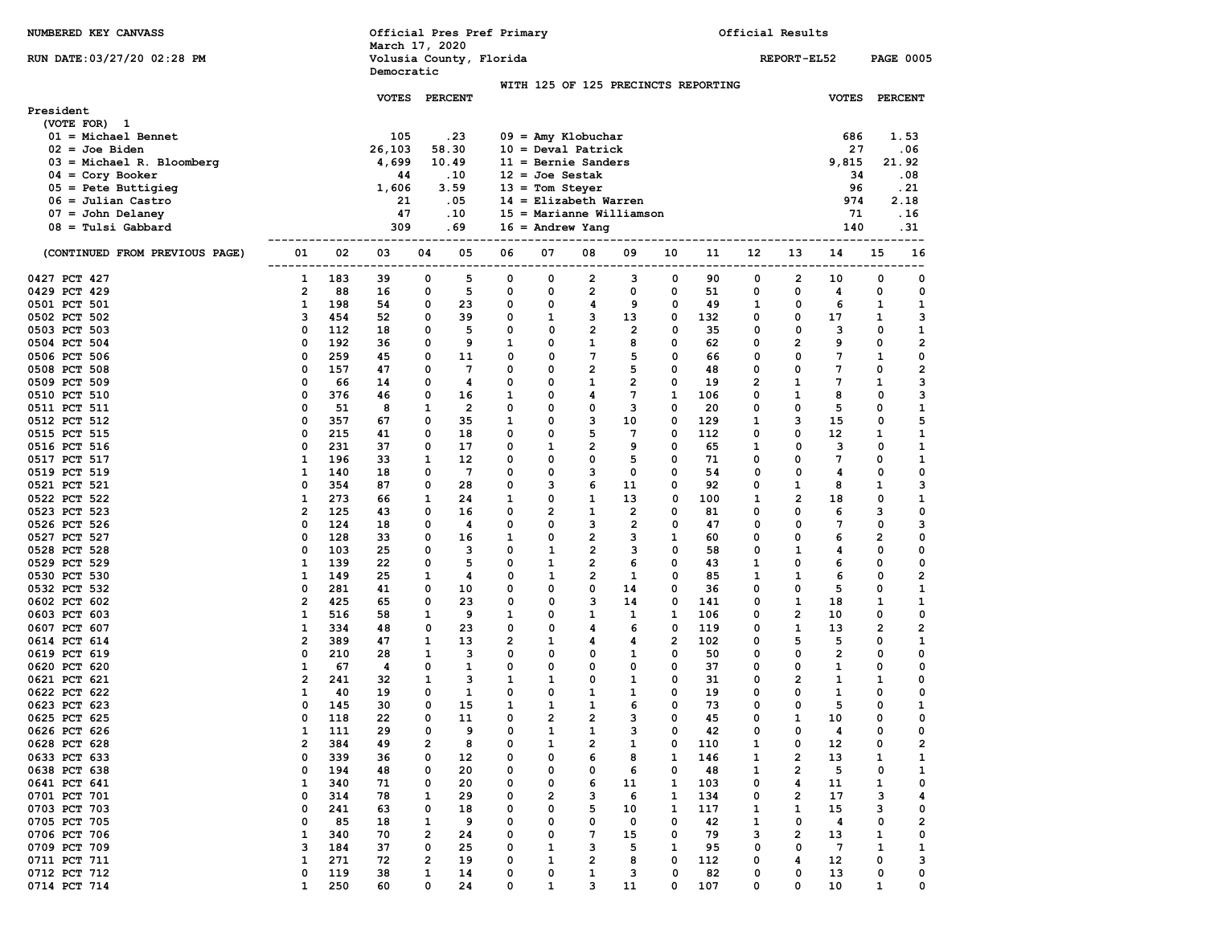NUMBERED KEY CANVASS

RUN DATE:03/27/20 02:28 PM

Official Pres Pref Primary
March 17, 2020
Volusia County, Florida
Democratic

Official Results

REPORT-EL52

WITH 125 OF 125 PRECINCTS REPORTING

## President

(VOTE FOR) 1

| Candidate | VOTES | PERCENT | Candidate | VOTES | PERCENT |
|---|---|---|---|---|---|
| 01 = Michael Bennet | 105 | .23 | 09 = Amy Klobuchar | 686 | 1.53 |
| 02 = Joe Biden | 26,103 | 58.30 | 10 = Deval Patrick | 27 | .06 |
| 03 = Michael R. Bloomberg | 4,699 | 10.49 | 11 = Bernie Sanders | 9,815 | 21.92 |
| 04 = Cory Booker | 44 | .10 | 12 = Joe Sestak | 34 | .08 |
| 05 = Pete Buttigieg | 1,606 | 3.59 | 13 = Tom Steyer | 96 | .21 |
| 06 = Julian Castro | 21 | .05 | 14 = Elizabeth Warren | 974 | 2.18 |
| 07 = John Delaney | 47 | .10 | 15 = Marianne Williamson | 71 | .16 |
| 08 = Tulsi Gabbard | 309 | .69 | 16 = Andrew Yang | 140 | .31 |

| (CONTINUED FROM PREVIOUS PAGE) | 01 | 02 | 03 | 04 | 05 | 06 | 07 | 08 | 09 | 10 | 11 | 12 | 13 | 14 | 15 | 16 |
|---|---|---|---|---|---|---|---|---|---|---|---|---|---|---|---|---|
| 0427 PCT 427 | 1 | 183 | 39 | 0 | 5 | 0 | 0 | 2 | 3 | 0 | 90 | 0 | 2 | 10 | 0 | 0 |
| 0429 PCT 429 | 2 | 88 | 16 | 0 | 5 | 0 | 0 | 2 | 0 | 0 | 51 | 0 | 0 | 4 | 0 | 0 |
| 0501 PCT 501 | 1 | 198 | 54 | 0 | 23 | 0 | 0 | 4 | 9 | 0 | 49 | 1 | 0 | 6 | 1 | 1 |
| 0502 PCT 502 | 3 | 454 | 52 | 0 | 39 | 0 | 1 | 3 | 13 | 0 | 132 | 0 | 0 | 17 | 1 | 3 |
| 0503 PCT 503 | 0 | 112 | 18 | 0 | 5 | 0 | 0 | 2 | 2 | 0 | 35 | 0 | 0 | 3 | 0 | 1 |
| 0504 PCT 504 | 0 | 192 | 36 | 0 | 9 | 1 | 0 | 1 | 8 | 0 | 62 | 0 | 2 | 9 | 0 | 2 |
| 0506 PCT 506 | 0 | 259 | 45 | 0 | 11 | 0 | 0 | 7 | 5 | 0 | 66 | 0 | 0 | 7 | 1 | 0 |
| 0508 PCT 508 | 0 | 157 | 47 | 0 | 7 | 0 | 0 | 2 | 5 | 0 | 48 | 0 | 0 | 7 | 0 | 2 |
| 0509 PCT 509 | 0 | 66 | 14 | 0 | 4 | 0 | 0 | 1 | 2 | 0 | 19 | 2 | 1 | 7 | 1 | 3 |
| 0510 PCT 510 | 0 | 376 | 46 | 0 | 16 | 1 | 0 | 4 | 7 | 1 | 106 | 0 | 1 | 8 | 0 | 3 |
| 0511 PCT 511 | 0 | 51 | 8 | 1 | 2 | 0 | 0 | 0 | 3 | 0 | 20 | 0 | 0 | 5 | 0 | 1 |
| 0512 PCT 512 | 0 | 357 | 67 | 0 | 35 | 1 | 0 | 3 | 10 | 0 | 129 | 1 | 3 | 15 | 0 | 5 |
| 0515 PCT 515 | 0 | 215 | 41 | 0 | 18 | 0 | 0 | 5 | 7 | 0 | 112 | 0 | 0 | 12 | 1 | 1 |
| 0516 PCT 516 | 0 | 231 | 37 | 0 | 17 | 0 | 1 | 2 | 9 | 0 | 65 | 1 | 0 | 3 | 0 | 1 |
| 0517 PCT 517 | 1 | 196 | 33 | 1 | 12 | 0 | 0 | 0 | 5 | 0 | 71 | 0 | 0 | 7 | 0 | 1 |
| 0519 PCT 519 | 1 | 140 | 18 | 0 | 7 | 0 | 0 | 3 | 0 | 0 | 54 | 0 | 0 | 4 | 0 | 0 |
| 0521 PCT 521 | 0 | 354 | 87 | 0 | 28 | 0 | 3 | 6 | 11 | 0 | 92 | 0 | 1 | 8 | 1 | 3 |
| 0522 PCT 522 | 1 | 273 | 66 | 1 | 24 | 1 | 0 | 1 | 13 | 0 | 100 | 1 | 2 | 18 | 0 | 1 |
| 0523 PCT 523 | 2 | 125 | 43 | 0 | 16 | 0 | 2 | 1 | 2 | 0 | 81 | 0 | 0 | 6 | 3 | 0 |
| 0526 PCT 526 | 0 | 124 | 18 | 0 | 4 | 0 | 0 | 3 | 2 | 0 | 47 | 0 | 0 | 7 | 0 | 3 |
| 0527 PCT 527 | 0 | 128 | 33 | 0 | 16 | 1 | 0 | 2 | 3 | 1 | 60 | 0 | 0 | 6 | 2 | 0 |
| 0528 PCT 528 | 0 | 103 | 25 | 0 | 3 | 0 | 1 | 2 | 3 | 0 | 58 | 0 | 1 | 4 | 0 | 0 |
| 0529 PCT 529 | 1 | 139 | 22 | 0 | 5 | 0 | 1 | 2 | 6 | 0 | 43 | 1 | 0 | 6 | 0 | 0 |
| 0530 PCT 530 | 1 | 149 | 25 | 1 | 4 | 0 | 1 | 2 | 1 | 0 | 85 | 1 | 1 | 6 | 0 | 2 |
| 0532 PCT 532 | 0 | 281 | 41 | 0 | 10 | 0 | 0 | 0 | 14 | 0 | 36 | 0 | 0 | 5 | 0 | 1 |
| 0602 PCT 602 | 2 | 425 | 65 | 0 | 23 | 0 | 0 | 3 | 14 | 0 | 141 | 0 | 1 | 18 | 1 | 1 |
| 0603 PCT 603 | 1 | 516 | 58 | 1 | 9 | 1 | 0 | 1 | 1 | 1 | 106 | 0 | 2 | 10 | 0 | 0 |
| 0607 PCT 607 | 1 | 334 | 48 | 0 | 23 | 0 | 0 | 4 | 6 | 0 | 119 | 0 | 1 | 13 | 2 | 2 |
| 0614 PCT 614 | 2 | 389 | 47 | 1 | 13 | 2 | 1 | 4 | 4 | 2 | 102 | 0 | 5 | 5 | 0 | 1 |
| 0619 PCT 619 | 0 | 210 | 28 | 1 | 3 | 0 | 0 | 0 | 1 | 0 | 50 | 0 | 0 | 2 | 0 | 0 |
| 0620 PCT 620 | 1 | 67 | 4 | 0 | 1 | 0 | 0 | 0 | 0 | 0 | 37 | 0 | 0 | 1 | 0 | 0 |
| 0621 PCT 621 | 2 | 241 | 32 | 1 | 3 | 1 | 1 | 0 | 1 | 0 | 31 | 0 | 2 | 1 | 1 | 0 |
| 0622 PCT 622 | 1 | 40 | 19 | 0 | 1 | 0 | 0 | 1 | 1 | 0 | 19 | 0 | 0 | 1 | 0 | 0 |
| 0623 PCT 623 | 0 | 145 | 30 | 0 | 15 | 1 | 1 | 1 | 6 | 0 | 73 | 0 | 0 | 5 | 0 | 1 |
| 0625 PCT 625 | 0 | 118 | 22 | 0 | 11 | 0 | 2 | 2 | 3 | 0 | 45 | 0 | 1 | 10 | 0 | 0 |
| 0626 PCT 626 | 1 | 111 | 29 | 0 | 9 | 0 | 1 | 1 | 3 | 0 | 42 | 0 | 0 | 4 | 0 | 0 |
| 0628 PCT 628 | 2 | 384 | 49 | 2 | 8 | 0 | 1 | 2 | 1 | 0 | 110 | 1 | 0 | 12 | 0 | 2 |
| 0633 PCT 633 | 0 | 339 | 36 | 0 | 12 | 0 | 0 | 6 | 8 | 1 | 146 | 1 | 2 | 13 | 1 | 1 |
| 0638 PCT 638 | 0 | 194 | 48 | 0 | 20 | 0 | 0 | 0 | 6 | 0 | 48 | 1 | 2 | 5 | 0 | 1 |
| 0641 PCT 641 | 1 | 340 | 71 | 0 | 20 | 0 | 0 | 6 | 11 | 1 | 103 | 0 | 4 | 11 | 1 | 0 |
| 0701 PCT 701 | 0 | 314 | 78 | 1 | 29 | 0 | 2 | 3 | 6 | 1 | 134 | 0 | 2 | 17 | 3 | 4 |
| 0703 PCT 703 | 0 | 241 | 63 | 0 | 18 | 0 | 0 | 5 | 10 | 1 | 117 | 1 | 1 | 15 | 3 | 0 |
| 0705 PCT 705 | 0 | 85 | 18 | 1 | 9 | 0 | 0 | 0 | 0 | 0 | 42 | 1 | 0 | 4 | 0 | 2 |
| 0706 PCT 706 | 1 | 340 | 70 | 2 | 24 | 0 | 0 | 7 | 15 | 0 | 79 | 3 | 2 | 13 | 1 | 0 |
| 0709 PCT 709 | 3 | 184 | 37 | 0 | 25 | 0 | 1 | 3 | 5 | 1 | 95 | 0 | 0 | 7 | 1 | 1 |
| 0711 PCT 711 | 1 | 271 | 72 | 2 | 19 | 0 | 1 | 2 | 8 | 0 | 112 | 0 | 4 | 12 | 0 | 3 |
| 0712 PCT 712 | 0 | 119 | 38 | 1 | 14 | 0 | 0 | 1 | 3 | 0 | 82 | 0 | 0 | 13 | 0 | 0 |
| 0714 PCT 714 | 1 | 250 | 60 | 0 | 24 | 0 | 1 | 3 | 11 | 0 | 107 | 0 | 0 | 10 | 1 | 0 |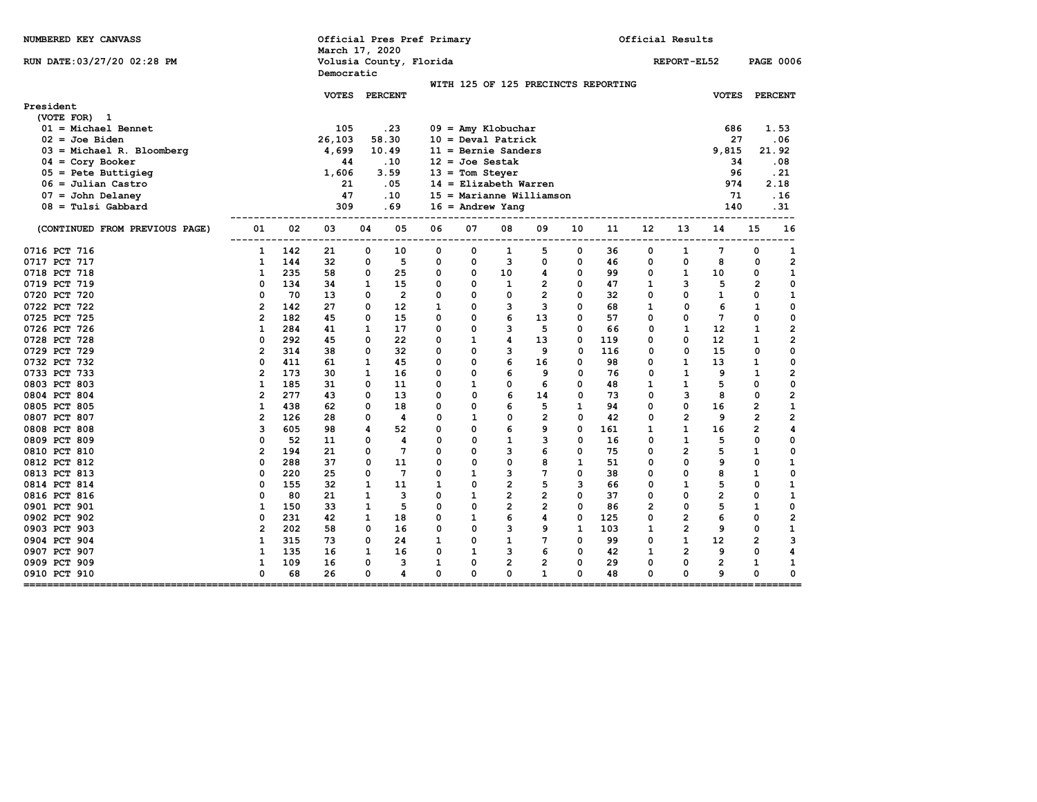NUMBERED KEY CANVASS

Official Pres Pref Primary
March 17, 2020
Volusia County, Florida
Democratic

Official Results

RUN DATE:03/27/20 02:28 PM

REPORT-EL52 PAGE 0006

WITH 125 OF 125 PRECINCTS REPORTING

President
(VOTE FOR) 1

| Candidate | VOTES | PERCENT | Candidate | VOTES | PERCENT |
|---|---|---|---|---|---|
| 01 = Michael Bennet | 105 | .23 | 09 = Amy Klobuchar | 686 | 1.53 |
| 02 = Joe Biden | 26,103 | 58.30 | 10 = Deval Patrick | 27 | .06 |
| 03 = Michael R. Bloomberg | 4,699 | 10.49 | 11 = Bernie Sanders | 9,815 | 21.92 |
| 04 = Cory Booker | 44 | .10 | 12 = Joe Sestak | 34 | .08 |
| 05 = Pete Buttigieg | 1,606 | 3.59 | 13 = Tom Steyer | 96 | .21 |
| 06 = Julian Castro | 21 | .05 | 14 = Elizabeth Warren | 974 | 2.18 |
| 07 = John Delaney | 47 | .10 | 15 = Marianne Williamson | 71 | .16 |
| 08 = Tulsi Gabbard | 309 | .69 | 16 = Andrew Yang | 140 | .31 |

| (CONTINUED FROM PREVIOUS PAGE) | 01 | 02 | 03 | 04 | 05 | 06 | 07 | 08 | 09 | 10 | 11 | 12 | 13 | 14 | 15 | 16 |
|---|---|---|---|---|---|---|---|---|---|---|---|---|---|---|---|---|
| 0716 PCT 716 | 1 | 142 | 21 | 0 | 10 | 0 | 0 | 1 | 5 | 0 | 36 | 0 | 1 | 7 | 0 | 1 |
| 0717 PCT 717 | 1 | 144 | 32 | 0 | 5 | 0 | 0 | 3 | 0 | 0 | 46 | 0 | 0 | 8 | 0 | 2 |
| 0718 PCT 718 | 1 | 235 | 58 | 0 | 25 | 0 | 0 | 10 | 4 | 0 | 99 | 0 | 1 | 10 | 0 | 1 |
| 0719 PCT 719 | 0 | 134 | 34 | 1 | 15 | 0 | 0 | 1 | 2 | 0 | 47 | 1 | 3 | 5 | 2 | 0 |
| 0720 PCT 720 | 0 | 70 | 13 | 0 | 2 | 0 | 0 | 0 | 2 | 0 | 32 | 0 | 0 | 1 | 0 | 1 |
| 0722 PCT 722 | 2 | 142 | 27 | 0 | 12 | 1 | 0 | 3 | 3 | 0 | 68 | 1 | 0 | 6 | 1 | 0 |
| 0725 PCT 725 | 2 | 182 | 45 | 0 | 15 | 0 | 0 | 6 | 13 | 0 | 57 | 0 | 0 | 7 | 0 | 0 |
| 0726 PCT 726 | 1 | 284 | 41 | 1 | 17 | 0 | 0 | 3 | 5 | 0 | 66 | 0 | 1 | 12 | 1 | 2 |
| 0728 PCT 728 | 0 | 292 | 45 | 0 | 22 | 0 | 1 | 4 | 13 | 0 | 119 | 0 | 0 | 12 | 1 | 2 |
| 0729 PCT 729 | 2 | 314 | 38 | 0 | 32 | 0 | 0 | 3 | 9 | 0 | 116 | 0 | 0 | 15 | 0 | 0 |
| 0732 PCT 732 | 0 | 411 | 61 | 1 | 45 | 0 | 0 | 6 | 16 | 0 | 98 | 0 | 1 | 13 | 1 | 0 |
| 0733 PCT 733 | 2 | 173 | 30 | 1 | 16 | 0 | 0 | 6 | 9 | 0 | 76 | 0 | 1 | 9 | 1 | 2 |
| 0803 PCT 803 | 1 | 185 | 31 | 0 | 11 | 0 | 1 | 0 | 6 | 0 | 48 | 1 | 1 | 5 | 0 | 0 |
| 0804 PCT 804 | 2 | 277 | 43 | 0 | 13 | 0 | 0 | 6 | 14 | 0 | 73 | 0 | 3 | 8 | 0 | 2 |
| 0805 PCT 805 | 1 | 438 | 62 | 0 | 18 | 0 | 0 | 6 | 5 | 1 | 94 | 0 | 0 | 16 | 2 | 1 |
| 0807 PCT 807 | 2 | 126 | 28 | 0 | 4 | 0 | 1 | 0 | 2 | 0 | 42 | 0 | 2 | 9 | 2 | 2 |
| 0808 PCT 808 | 3 | 605 | 98 | 4 | 52 | 0 | 0 | 6 | 9 | 0 | 161 | 1 | 1 | 16 | 2 | 4 |
| 0809 PCT 809 | 0 | 52 | 11 | 0 | 4 | 0 | 0 | 1 | 3 | 0 | 16 | 0 | 1 | 5 | 0 | 0 |
| 0810 PCT 810 | 2 | 194 | 21 | 0 | 7 | 0 | 0 | 3 | 6 | 0 | 75 | 0 | 2 | 5 | 1 | 0 |
| 0812 PCT 812 | 0 | 288 | 37 | 0 | 11 | 0 | 0 | 0 | 8 | 1 | 51 | 0 | 0 | 9 | 0 | 1 |
| 0813 PCT 813 | 0 | 220 | 25 | 0 | 7 | 0 | 1 | 3 | 7 | 0 | 38 | 0 | 0 | 8 | 1 | 0 |
| 0814 PCT 814 | 0 | 155 | 32 | 1 | 11 | 1 | 0 | 2 | 5 | 3 | 66 | 0 | 1 | 5 | 0 | 1 |
| 0816 PCT 816 | 0 | 80 | 21 | 1 | 3 | 0 | 1 | 2 | 2 | 0 | 37 | 0 | 0 | 2 | 0 | 1 |
| 0901 PCT 901 | 1 | 150 | 33 | 1 | 5 | 0 | 0 | 2 | 2 | 0 | 86 | 2 | 0 | 5 | 1 | 0 |
| 0902 PCT 902 | 0 | 231 | 42 | 1 | 18 | 0 | 1 | 6 | 4 | 0 | 125 | 0 | 2 | 6 | 0 | 2 |
| 0903 PCT 903 | 2 | 202 | 58 | 0 | 16 | 0 | 0 | 3 | 9 | 1 | 103 | 1 | 2 | 9 | 0 | 1 |
| 0904 PCT 904 | 1 | 315 | 73 | 0 | 24 | 1 | 0 | 1 | 7 | 0 | 99 | 0 | 1 | 12 | 2 | 3 |
| 0907 PCT 907 | 1 | 135 | 16 | 1 | 16 | 0 | 1 | 3 | 6 | 0 | 42 | 1 | 2 | 9 | 0 | 4 |
| 0909 PCT 909 | 1 | 109 | 16 | 0 | 3 | 1 | 0 | 2 | 2 | 0 | 29 | 0 | 0 | 2 | 1 | 1 |
| 0910 PCT 910 | 0 | 68 | 26 | 0 | 4 | 0 | 0 | 0 | 1 | 0 | 48 | 0 | 0 | 9 | 0 | 0 |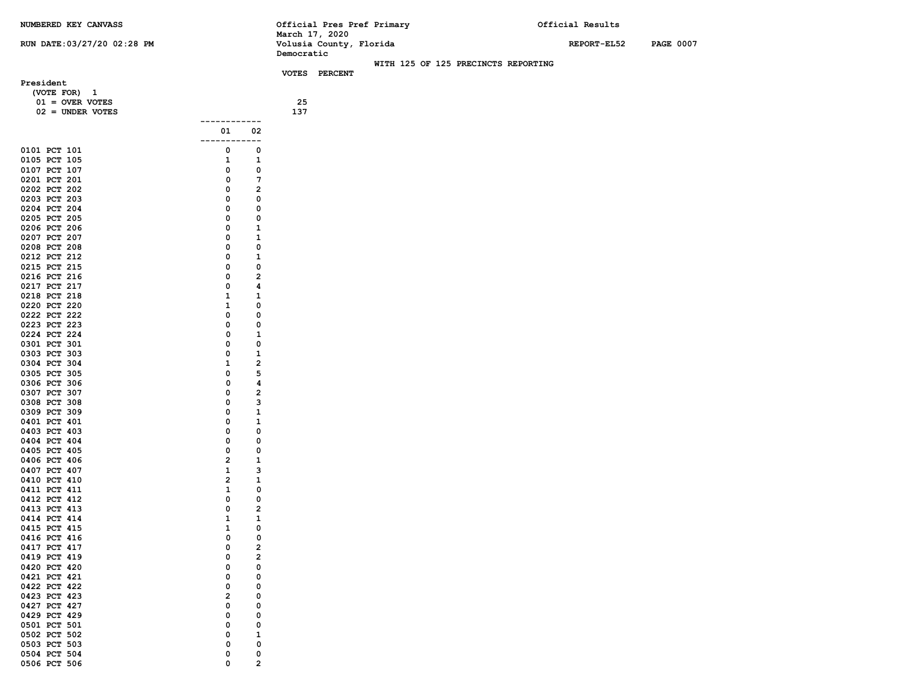NUMBERED KEY CANVASS

RUN DATE:03/27/20 02:28 PM

Official Pres Pref Primary
March 17, 2020
Volusia County, Florida
Democratic

Official Results

REPORT-EL52

WITH 125 OF 125 PRECINCTS REPORTING

**President**
(VOTE FOR) 1

| | VOTES | PERCENT |
|---|---|---|
| 01 = OVER VOTES | 25 | |
| 02 = UNDER VOTES | 137 | |

| Precinct | 01 | 02 |
|---|---|---|
| 0101 PCT 101 | 0 | 0 |
| 0105 PCT 105 | 1 | 1 |
| 0107 PCT 107 | 0 | 0 |
| 0201 PCT 201 | 0 | 7 |
| 0202 PCT 202 | 0 | 2 |
| 0203 PCT 203 | 0 | 0 |
| 0204 PCT 204 | 0 | 0 |
| 0205 PCT 205 | 0 | 0 |
| 0206 PCT 206 | 0 | 1 |
| 0207 PCT 207 | 0 | 1 |
| 0208 PCT 208 | 0 | 0 |
| 0212 PCT 212 | 0 | 1 |
| 0215 PCT 215 | 0 | 0 |
| 0216 PCT 216 | 0 | 2 |
| 0217 PCT 217 | 0 | 4 |
| 0218 PCT 218 | 1 | 1 |
| 0220 PCT 220 | 1 | 0 |
| 0222 PCT 222 | 0 | 0 |
| 0223 PCT 223 | 0 | 0 |
| 0224 PCT 224 | 0 | 1 |
| 0301 PCT 301 | 0 | 0 |
| 0303 PCT 303 | 0 | 1 |
| 0304 PCT 304 | 1 | 2 |
| 0305 PCT 305 | 0 | 5 |
| 0306 PCT 306 | 0 | 4 |
| 0307 PCT 307 | 0 | 2 |
| 0308 PCT 308 | 0 | 3 |
| 0309 PCT 309 | 0 | 1 |
| 0401 PCT 401 | 0 | 1 |
| 0403 PCT 403 | 0 | 0 |
| 0404 PCT 404 | 0 | 0 |
| 0405 PCT 405 | 0 | 0 |
| 0406 PCT 406 | 2 | 1 |
| 0407 PCT 407 | 1 | 3 |
| 0410 PCT 410 | 2 | 1 |
| 0411 PCT 411 | 1 | 0 |
| 0412 PCT 412 | 0 | 0 |
| 0413 PCT 413 | 0 | 2 |
| 0414 PCT 414 | 1 | 1 |
| 0415 PCT 415 | 1 | 0 |
| 0416 PCT 416 | 0 | 0 |
| 0417 PCT 417 | 0 | 2 |
| 0419 PCT 419 | 0 | 2 |
| 0420 PCT 420 | 0 | 0 |
| 0421 PCT 421 | 0 | 0 |
| 0422 PCT 422 | 0 | 0 |
| 0423 PCT 423 | 2 | 0 |
| 0427 PCT 427 | 0 | 0 |
| 0429 PCT 429 | 0 | 0 |
| 0501 PCT 501 | 0 | 0 |
| 0502 PCT 502 | 0 | 1 |
| 0503 PCT 503 | 0 | 0 |
| 0504 PCT 504 | 0 | 0 |
| 0506 PCT 506 | 0 | 2 |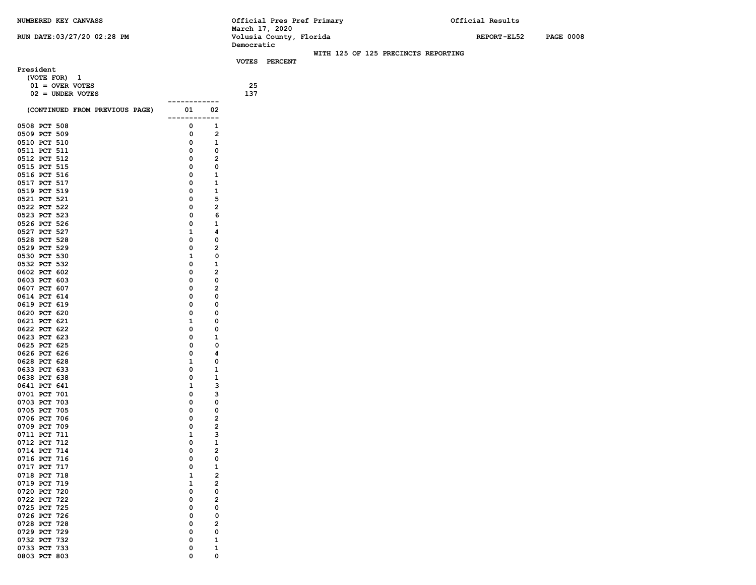NUMBERED KEY CANVASS

RUN DATE:03/27/20 02:28 PM

Official Pres Pref Primary
March 17, 2020
Volusia County, Florida
Democratic

Official Results

REPORT-EL52 PAGE 0008

WITH 125 OF 125 PRECINCTS REPORTING

**President**
(VOTE FOR) 1

| | VOTES | PERCENT |
|---|---|---|
| 01 = OVER VOTES | 25 | |
| 02 = UNDER VOTES | 137 | |

| (CONTINUED FROM PREVIOUS PAGE) | 01 | 02 |
|---|---|---|
| 0508 PCT 508 | 0 | 1 |
| 0509 PCT 509 | 0 | 2 |
| 0510 PCT 510 | 0 | 1 |
| 0511 PCT 511 | 0 | 0 |
| 0512 PCT 512 | 0 | 2 |
| 0515 PCT 515 | 0 | 0 |
| 0516 PCT 516 | 0 | 1 |
| 0517 PCT 517 | 0 | 1 |
| 0519 PCT 519 | 0 | 1 |
| 0521 PCT 521 | 0 | 5 |
| 0522 PCT 522 | 0 | 2 |
| 0523 PCT 523 | 0 | 6 |
| 0526 PCT 526 | 0 | 1 |
| 0527 PCT 527 | 1 | 4 |
| 0528 PCT 528 | 0 | 0 |
| 0529 PCT 529 | 0 | 2 |
| 0530 PCT 530 | 1 | 0 |
| 0532 PCT 532 | 0 | 1 |
| 0602 PCT 602 | 0 | 2 |
| 0603 PCT 603 | 0 | 0 |
| 0607 PCT 607 | 0 | 2 |
| 0614 PCT 614 | 0 | 0 |
| 0619 PCT 619 | 0 | 0 |
| 0620 PCT 620 | 0 | 0 |
| 0621 PCT 621 | 1 | 0 |
| 0622 PCT 622 | 0 | 0 |
| 0623 PCT 623 | 0 | 1 |
| 0625 PCT 625 | 0 | 0 |
| 0626 PCT 626 | 0 | 4 |
| 0628 PCT 628 | 1 | 0 |
| 0633 PCT 633 | 0 | 1 |
| 0638 PCT 638 | 0 | 1 |
| 0641 PCT 641 | 1 | 3 |
| 0701 PCT 701 | 0 | 3 |
| 0703 PCT 703 | 0 | 0 |
| 0705 PCT 705 | 0 | 0 |
| 0706 PCT 706 | 0 | 2 |
| 0709 PCT 709 | 0 | 2 |
| 0711 PCT 711 | 1 | 3 |
| 0712 PCT 712 | 0 | 1 |
| 0714 PCT 714 | 0 | 2 |
| 0716 PCT 716 | 0 | 0 |
| 0717 PCT 717 | 0 | 1 |
| 0718 PCT 718 | 1 | 2 |
| 0719 PCT 719 | 1 | 2 |
| 0720 PCT 720 | 0 | 0 |
| 0722 PCT 722 | 0 | 2 |
| 0725 PCT 725 | 0 | 0 |
| 0726 PCT 726 | 0 | 0 |
| 0728 PCT 728 | 0 | 2 |
| 0729 PCT 729 | 0 | 0 |
| 0732 PCT 732 | 0 | 1 |
| 0733 PCT 733 | 0 | 1 |
| 0803 PCT 803 | 0 | 0 |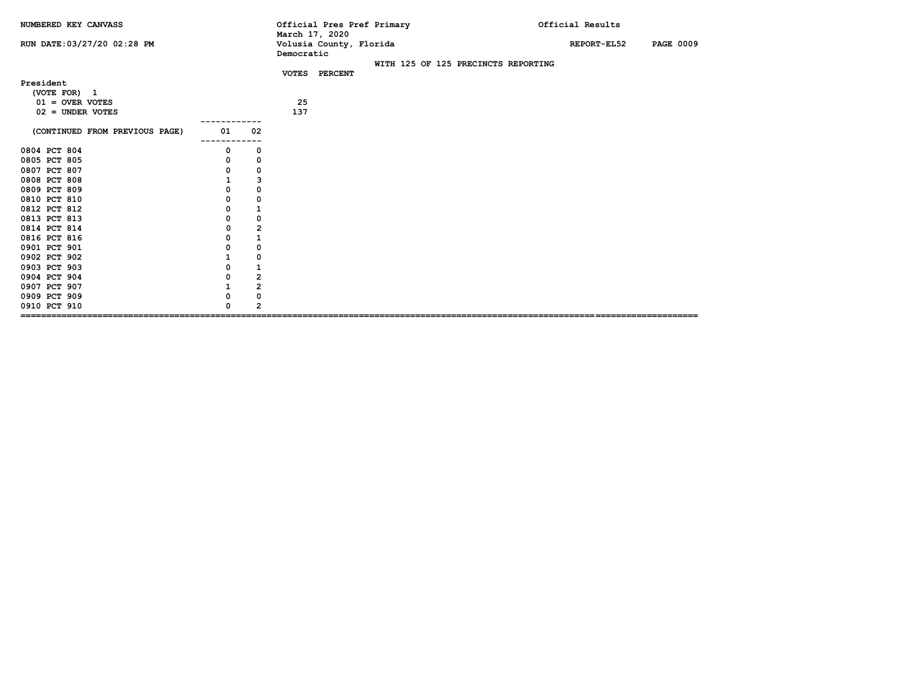NUMBERED KEY CANVASS

RUN DATE:03/27/20 02:28 PM

Official Pres Pref Primary
March 17, 2020
Volusia County, Florida
Democratic

Official Results

REPORT-EL52

WITH 125 OF 125 PRECINCTS REPORTING

**President**
(VOTE FOR) 1

| | VOTES | PERCENT |
|---|---|---|
| 01 = OVER VOTES | 25 | |
| 02 = UNDER VOTES | 137 | |

| (CONTINUED FROM PREVIOUS PAGE) | 01 | 02 |
|---|---|---|
| 0804 PCT 804 | 0 | 0 |
| 0805 PCT 805 | 0 | 0 |
| 0807 PCT 807 | 0 | 0 |
| 0808 PCT 808 | 1 | 3 |
| 0809 PCT 809 | 0 | 0 |
| 0810 PCT 810 | 0 | 0 |
| 0812 PCT 812 | 0 | 1 |
| 0813 PCT 813 | 0 | 0 |
| 0814 PCT 814 | 0 | 2 |
| 0816 PCT 816 | 0 | 1 |
| 0901 PCT 901 | 0 | 0 |
| 0902 PCT 902 | 1 | 0 |
| 0903 PCT 903 | 0 | 1 |
| 0904 PCT 904 | 0 | 2 |
| 0907 PCT 907 | 1 | 2 |
| 0909 PCT 909 | 0 | 0 |
| 0910 PCT 910 | 0 | 2 |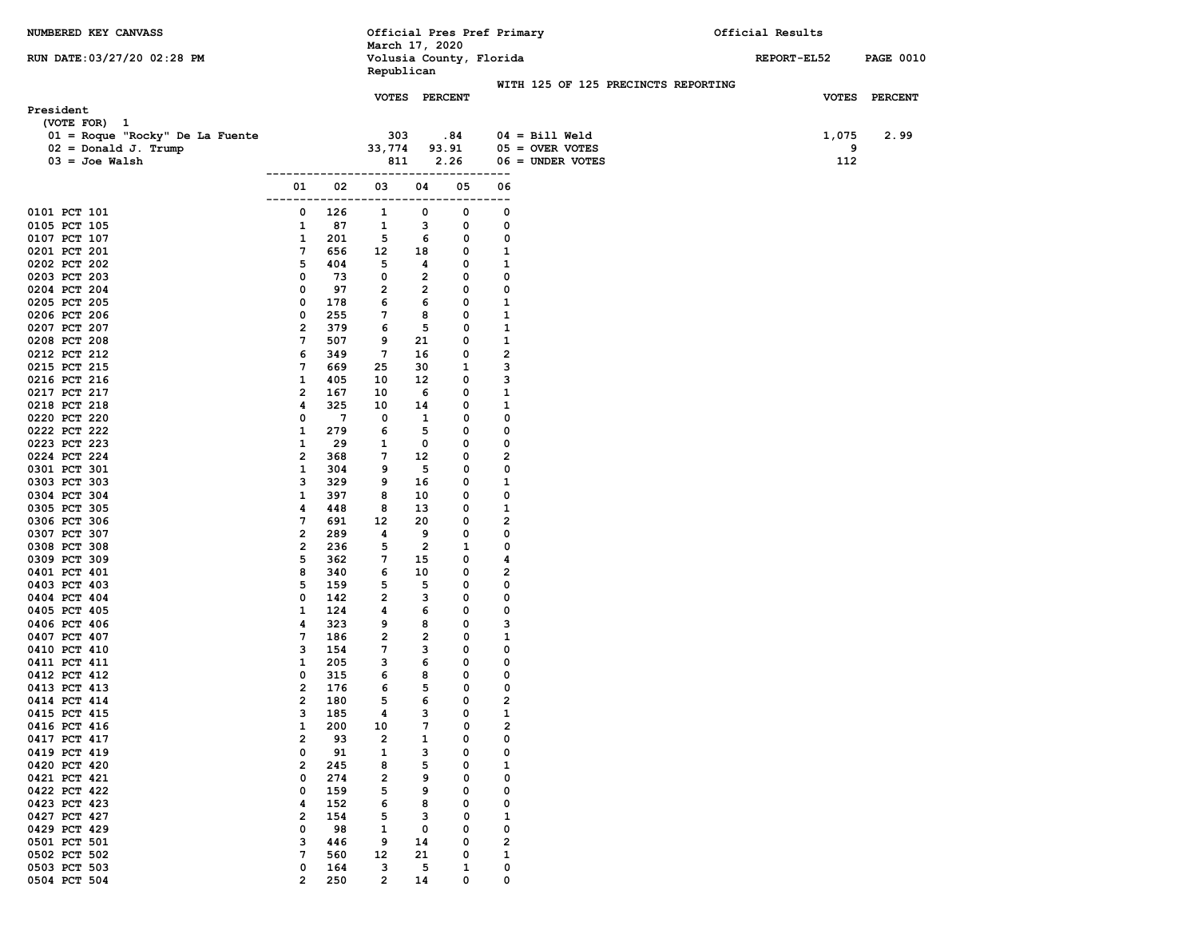NUMBERED KEY CANVASS

RUN DATE:03/27/20 02:28 PM

Official Pres Pref Primary
March 17, 2020
Volusia County, Florida
Republican

Official Results

REPORT-EL52

WITH 125 OF 125 PRECINCTS REPORTING

**President**
(VOTE FOR) 1

| Candidate | VOTES | PERCENT |
|---|---|---|
| 01 = Roque "Rocky" De La Fuente | 303 | .84 |
| 02 = Donald J. Trump | 33,774 | 93.91 |
| 03 = Joe Walsh | 811 | 2.26 |
| 04 = Bill Weld | 1,075 | 2.99 |
| 05 = OVER VOTES | 9 | |
| 06 = UNDER VOTES | 112 | |

| Precinct | 01 | 02 | 03 | 04 | 05 | 06 |
|---|---|---|---|---|---|---|
| 0101 PCT 101 | 0 | 126 | 1 | 0 | 0 | 0 |
| 0105 PCT 105 | 1 | 87 | 1 | 3 | 0 | 0 |
| 0107 PCT 107 | 1 | 201 | 5 | 6 | 0 | 0 |
| 0201 PCT 201 | 7 | 656 | 12 | 18 | 0 | 1 |
| 0202 PCT 202 | 5 | 404 | 5 | 4 | 0 | 1 |
| 0203 PCT 203 | 0 | 73 | 0 | 2 | 0 | 0 |
| 0204 PCT 204 | 0 | 97 | 2 | 2 | 0 | 0 |
| 0205 PCT 205 | 0 | 178 | 6 | 6 | 0 | 1 |
| 0206 PCT 206 | 0 | 255 | 7 | 8 | 0 | 1 |
| 0207 PCT 207 | 2 | 379 | 6 | 5 | 0 | 1 |
| 0208 PCT 208 | 7 | 507 | 9 | 21 | 0 | 1 |
| 0212 PCT 212 | 6 | 349 | 7 | 16 | 0 | 2 |
| 0215 PCT 215 | 7 | 669 | 25 | 30 | 1 | 3 |
| 0216 PCT 216 | 1 | 405 | 10 | 12 | 0 | 3 |
| 0217 PCT 217 | 2 | 167 | 10 | 6 | 0 | 1 |
| 0218 PCT 218 | 4 | 325 | 10 | 14 | 0 | 1 |
| 0220 PCT 220 | 0 | 7 | 0 | 1 | 0 | 0 |
| 0222 PCT 222 | 1 | 279 | 6 | 5 | 0 | 0 |
| 0223 PCT 223 | 1 | 29 | 1 | 0 | 0 | 0 |
| 0224 PCT 224 | 2 | 368 | 7 | 12 | 0 | 2 |
| 0301 PCT 301 | 1 | 304 | 9 | 5 | 0 | 0 |
| 0303 PCT 303 | 3 | 329 | 9 | 16 | 0 | 1 |
| 0304 PCT 304 | 1 | 397 | 8 | 10 | 0 | 0 |
| 0305 PCT 305 | 4 | 448 | 8 | 13 | 0 | 1 |
| 0306 PCT 306 | 7 | 691 | 12 | 20 | 0 | 2 |
| 0307 PCT 307 | 2 | 289 | 4 | 9 | 0 | 0 |
| 0308 PCT 308 | 2 | 236 | 5 | 2 | 1 | 0 |
| 0309 PCT 309 | 5 | 362 | 7 | 15 | 0 | 4 |
| 0401 PCT 401 | 8 | 340 | 6 | 10 | 0 | 2 |
| 0403 PCT 403 | 5 | 159 | 5 | 5 | 0 | 0 |
| 0404 PCT 404 | 0 | 142 | 2 | 3 | 0 | 0 |
| 0405 PCT 405 | 1 | 124 | 4 | 6 | 0 | 0 |
| 0406 PCT 406 | 4 | 323 | 9 | 8 | 0 | 3 |
| 0407 PCT 407 | 7 | 186 | 2 | 2 | 0 | 1 |
| 0410 PCT 410 | 3 | 154 | 7 | 3 | 0 | 0 |
| 0411 PCT 411 | 1 | 205 | 3 | 6 | 0 | 0 |
| 0412 PCT 412 | 0 | 315 | 6 | 8 | 0 | 0 |
| 0413 PCT 413 | 2 | 176 | 6 | 5 | 0 | 0 |
| 0414 PCT 414 | 2 | 180 | 5 | 6 | 0 | 2 |
| 0415 PCT 415 | 3 | 185 | 4 | 3 | 0 | 1 |
| 0416 PCT 416 | 1 | 200 | 10 | 7 | 0 | 2 |
| 0417 PCT 417 | 2 | 93 | 2 | 1 | 0 | 0 |
| 0419 PCT 419 | 0 | 91 | 1 | 3 | 0 | 0 |
| 0420 PCT 420 | 2 | 245 | 8 | 5 | 0 | 1 |
| 0421 PCT 421 | 0 | 274 | 2 | 9 | 0 | 0 |
| 0422 PCT 422 | 0 | 159 | 5 | 9 | 0 | 0 |
| 0423 PCT 423 | 4 | 152 | 6 | 8 | 0 | 0 |
| 0427 PCT 427 | 2 | 154 | 5 | 3 | 0 | 1 |
| 0429 PCT 429 | 0 | 98 | 1 | 0 | 0 | 0 |
| 0501 PCT 501 | 3 | 446 | 9 | 14 | 0 | 2 |
| 0502 PCT 502 | 7 | 560 | 12 | 21 | 0 | 1 |
| 0503 PCT 503 | 0 | 164 | 3 | 5 | 1 | 0 |
| 0504 PCT 504 | 2 | 250 | 2 | 14 | 0 | 0 |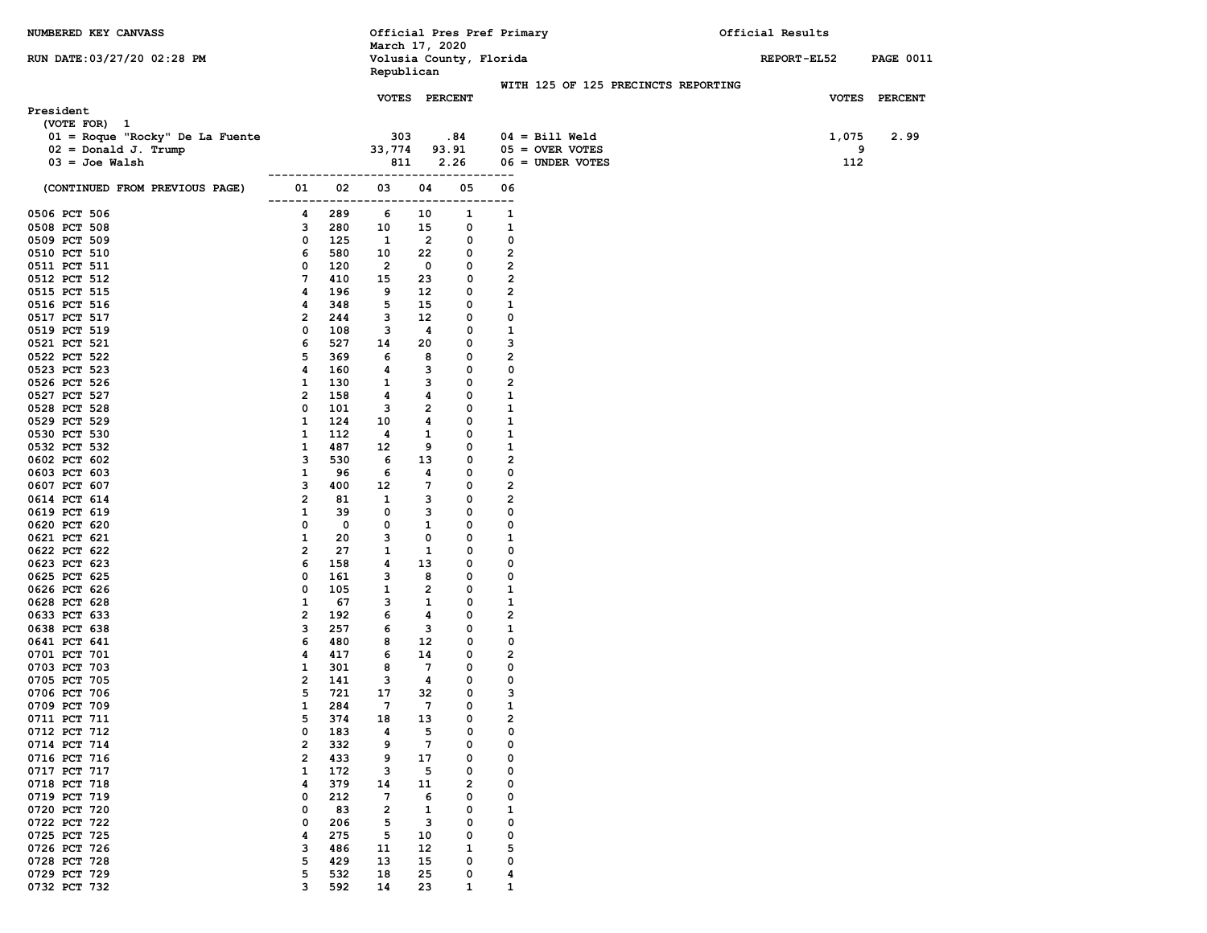NUMBERED KEY CANVASS

RUN DATE:03/27/20 02:28 PM

Official Pres Pref Primary
March 17, 2020
Volusia County, Florida
Republican

Official Results

REPORT-EL52

WITH 125 OF 125 PRECINCTS REPORTING

**President**

(VOTE FOR) 1

| Candidate | VOTES | PERCENT |
|---|---|---|
| 01 = Roque "Rocky" De La Fuente | 303 | .84 |
| 02 = Donald J. Trump | 33,774 | 93.91 |
| 03 = Joe Walsh | 811 | 2.26 |
| 04 = Bill Weld | 1,075 | 2.99 |
| 05 = OVER VOTES | 9 | |
| 06 = UNDER VOTES | 112 | |

| (CONTINUED FROM PREVIOUS PAGE) | 01 | 02 | 03 | 04 | 05 | 06 |
|---|---|---|---|---|---|---|
| 0506 PCT 506 | 4 | 289 | 6 | 10 | 1 | 1 |
| 0508 PCT 508 | 3 | 280 | 10 | 15 | 0 | 1 |
| 0509 PCT 509 | 0 | 125 | 1 | 2 | 0 | 0 |
| 0510 PCT 510 | 6 | 580 | 10 | 22 | 0 | 2 |
| 0511 PCT 511 | 0 | 120 | 2 | 0 | 0 | 2 |
| 0512 PCT 512 | 7 | 410 | 15 | 23 | 0 | 2 |
| 0515 PCT 515 | 4 | 196 | 9 | 12 | 0 | 2 |
| 0516 PCT 516 | 4 | 348 | 5 | 15 | 0 | 1 |
| 0517 PCT 517 | 2 | 244 | 3 | 12 | 0 | 0 |
| 0519 PCT 519 | 0 | 108 | 3 | 4 | 0 | 1 |
| 0521 PCT 521 | 6 | 527 | 14 | 20 | 0 | 3 |
| 0522 PCT 522 | 5 | 369 | 6 | 8 | 0 | 2 |
| 0523 PCT 523 | 4 | 160 | 4 | 3 | 0 | 0 |
| 0526 PCT 526 | 1 | 130 | 1 | 3 | 0 | 2 |
| 0527 PCT 527 | 2 | 158 | 4 | 4 | 0 | 1 |
| 0528 PCT 528 | 0 | 101 | 3 | 2 | 0 | 1 |
| 0529 PCT 529 | 1 | 124 | 10 | 4 | 0 | 1 |
| 0530 PCT 530 | 1 | 112 | 4 | 1 | 0 | 1 |
| 0532 PCT 532 | 1 | 487 | 12 | 9 | 0 | 1 |
| 0602 PCT 602 | 3 | 530 | 6 | 13 | 0 | 2 |
| 0603 PCT 603 | 1 | 96 | 6 | 4 | 0 | 0 |
| 0607 PCT 607 | 3 | 400 | 12 | 7 | 0 | 2 |
| 0614 PCT 614 | 2 | 81 | 1 | 3 | 0 | 2 |
| 0619 PCT 619 | 1 | 39 | 0 | 3 | 0 | 0 |
| 0620 PCT 620 | 0 | 0 | 0 | 1 | 0 | 0 |
| 0621 PCT 621 | 1 | 20 | 3 | 0 | 0 | 1 |
| 0622 PCT 622 | 2 | 27 | 1 | 1 | 0 | 0 |
| 0623 PCT 623 | 6 | 158 | 4 | 13 | 0 | 0 |
| 0625 PCT 625 | 0 | 161 | 3 | 8 | 0 | 0 |
| 0626 PCT 626 | 0 | 105 | 1 | 2 | 0 | 1 |
| 0628 PCT 628 | 1 | 67 | 3 | 1 | 0 | 1 |
| 0633 PCT 633 | 2 | 192 | 6 | 4 | 0 | 2 |
| 0638 PCT 638 | 3 | 257 | 6 | 3 | 0 | 1 |
| 0641 PCT 641 | 6 | 480 | 8 | 12 | 0 | 0 |
| 0701 PCT 701 | 4 | 417 | 6 | 14 | 0 | 2 |
| 0703 PCT 703 | 1 | 301 | 8 | 7 | 0 | 0 |
| 0705 PCT 705 | 2 | 141 | 3 | 4 | 0 | 0 |
| 0706 PCT 706 | 5 | 721 | 17 | 32 | 0 | 3 |
| 0709 PCT 709 | 1 | 284 | 7 | 7 | 0 | 1 |
| 0711 PCT 711 | 5 | 374 | 18 | 13 | 0 | 2 |
| 0712 PCT 712 | 0 | 183 | 4 | 5 | 0 | 0 |
| 0714 PCT 714 | 2 | 332 | 9 | 7 | 0 | 0 |
| 0716 PCT 716 | 2 | 433 | 9 | 17 | 0 | 0 |
| 0717 PCT 717 | 1 | 172 | 3 | 5 | 0 | 0 |
| 0718 PCT 718 | 4 | 379 | 14 | 11 | 2 | 0 |
| 0719 PCT 719 | 0 | 212 | 7 | 6 | 0 | 0 |
| 0720 PCT 720 | 0 | 83 | 2 | 1 | 0 | 1 |
| 0722 PCT 722 | 0 | 206 | 5 | 3 | 0 | 0 |
| 0725 PCT 725 | 4 | 275 | 5 | 10 | 0 | 0 |
| 0726 PCT 726 | 3 | 486 | 11 | 12 | 1 | 5 |
| 0728 PCT 728 | 5 | 429 | 13 | 15 | 0 | 0 |
| 0729 PCT 729 | 5 | 532 | 18 | 25 | 0 | 4 |
| 0732 PCT 732 | 3 | 592 | 14 | 23 | 1 | 1 |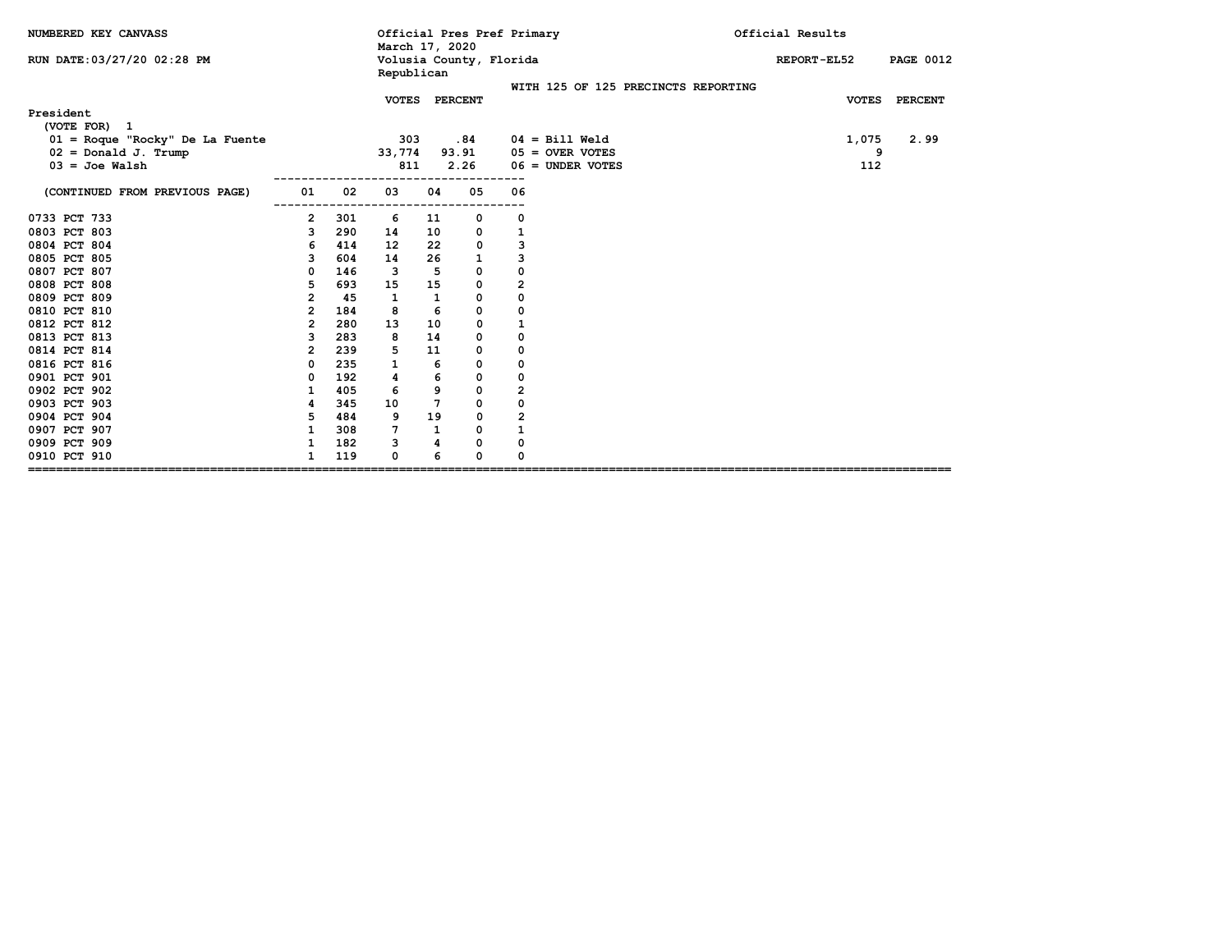NUMBERED KEY CANVASS

RUN DATE:03/27/20 02:28 PM

Official Pres Pref Primary
March 17, 2020
Volusia County, Florida
Republican

Official Results

REPORT-EL52 PAGE 0012

WITH 125 OF 125 PRECINCTS REPORTING

President
(VOTE FOR) 1

| Candidate | VOTES | PERCENT |
|---|---|---|
| 01 = Roque "Rocky" De La Fuente | 303 | .84 |
| 02 = Donald J. Trump | 33,774 | 93.91 |
| 03 = Joe Walsh | 811 | 2.26 |
| 04 = Bill Weld | 1,075 | 2.99 |
| 05 = OVER VOTES | 9 | |
| 06 = UNDER VOTES | 112 | |

(CONTINUED FROM PREVIOUS PAGE)

| | 01 | 02 | 03 | 04 | 05 | 06 |
|---|---|---|---|---|---|---|
| 0733 PCT 733 | 2 | 301 | 6 | 11 | 0 | 0 |
| 0803 PCT 803 | 3 | 290 | 14 | 10 | 0 | 1 |
| 0804 PCT 804 | 6 | 414 | 12 | 22 | 0 | 3 |
| 0805 PCT 805 | 3 | 604 | 14 | 26 | 1 | 3 |
| 0807 PCT 807 | 0 | 146 | 3 | 5 | 0 | 0 |
| 0808 PCT 808 | 5 | 693 | 15 | 15 | 0 | 2 |
| 0809 PCT 809 | 2 | 45 | 1 | 1 | 0 | 0 |
| 0810 PCT 810 | 2 | 184 | 8 | 6 | 0 | 0 |
| 0812 PCT 812 | 2 | 280 | 13 | 10 | 0 | 1 |
| 0813 PCT 813 | 3 | 283 | 8 | 14 | 0 | 0 |
| 0814 PCT 814 | 2 | 239 | 5 | 11 | 0 | 0 |
| 0816 PCT 816 | 0 | 235 | 1 | 6 | 0 | 0 |
| 0901 PCT 901 | 0 | 192 | 4 | 6 | 0 | 0 |
| 0902 PCT 902 | 1 | 405 | 6 | 9 | 0 | 2 |
| 0903 PCT 903 | 4 | 345 | 10 | 7 | 0 | 0 |
| 0904 PCT 904 | 5 | 484 | 9 | 19 | 0 | 2 |
| 0907 PCT 907 | 1 | 308 | 7 | 1 | 0 | 1 |
| 0909 PCT 909 | 1 | 182 | 3 | 4 | 0 | 0 |
| 0910 PCT 910 | 1 | 119 | 0 | 6 | 0 | 0 |